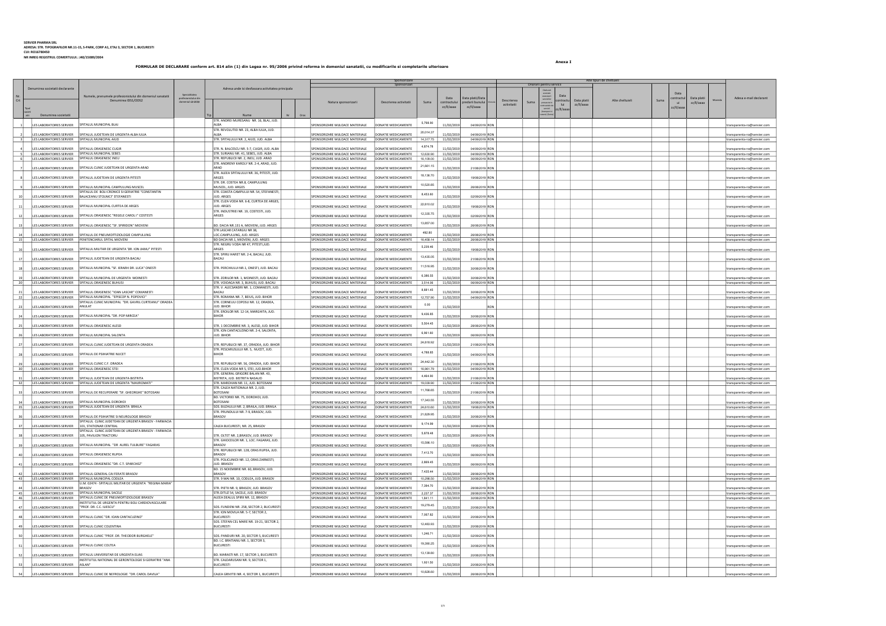SERVIER PHARMA SRL
ADRESA: STR. TIPOGRAFILOR NR.11-15, S-PARK, CORP A1, ETAJ 3, SECTOR 1, BUCURESTI
CUI: RO16780450
NR INREG REGISTRUL COMERTULUI: J40/15089/2004

Anexa I

**FORMULAR DE DECLARARE conform art. 814 alin (1) din Legea nr. 95/2006 privind reforma in domeniul sanatatii, cu modificarile si completarile ulterioare**

| Nr Crt | Denumirea societatii declarante | Numele, prenumele profesionistului din domeniul sanatatii Denumirea IDSL/ODS2 | Specialitatea profesionistului din domeniul sanatatii | Adresa unde isi desfasoara activitatea principala | Sponsorizare - Natura sponsorizarii | Sponsorizare - Descrierea activitatii | Sponsorizare - Suma | Sponsorizare - Data contractului zz/ll/aaaa | Sponsorizare - Data platii/Data predarii bunului zz/ll/aaaa | Sponsorizare - Moneda | Onorarii pentru servicii - Descrierea activitati | Onorarii pentru servicii - Suma | Onorarii pentru servicii - Cheltuieli asociate | Onorarii pentru servicii - Data contractului zz/ll/aaaa | Onorarii pentru servicii - Data platii zz/ll/aaaa | Alte tipuri de cheltuieli - Alte cheltuieli | Alte tipuri de cheltuieli - Suma | Alte tipuri de cheltuieli - Data contractului zz/ll/aaaa | Alte tipuri de cheltuieli - Data platii zz/ll/aaaa | Alte tipuri de cheltuieli - Moneda | Adresa e-mail declarant |
|---|---|---|---|---|---|---|---|---|---|---|---|---|---|---|---|---|---|---|---|---|---|
| 1 | LES LABORATOIRES SERVIER | SPITALUL MUNICIPAL BLAJ | | STR. ANDREI MURESANU NR. 16, BLAJ, JUD. ALBA | SPONSORIZARE MIJLOACE MATERIALE | DONATIE MEDICAMENTE | 5,798.90 | 11/02/2019 | 04/09/2019 | RON | | | | | | | | | | | transparenta-ro@servier.com |
| 2 | LES LABORATOIRES SERVIER | SPITALUL JUDETEAN DE URGENTA ALBA IULIA | | STR. REVOLUTIEI NR. 23, ALBA IULIA, JUD. ALBA | SPONSORIZARE MIJLOACE MATERIALE | DONATIE MEDICAMENTE | 20,014.37 | 11/02/2019 | 04/09/2019 | RON | | | | | | | | | | | transparenta-ro@servier.com |
| 3 | LES LABORATOIRES SERVIER | SPITALUL MUNICIPAL AIUD | | STR. SPITALULUI NR. 2, AIUD, JUD. ALBA | SPONSORIZARE MIJLOACE MATERIALE | DONATIE MEDICAMENTE | 14,317.75 | 11/02/2019 | 04/09/2019 | RON | | | | | | | | | | | transparenta-ro@servier.com |
| 4 | LES LABORATOIRES SERVIER | SPITALUL ORASENESC CUGIR | | STR. N. BALCESCU NR. 5-7, CUGIR, JUD. ALBA | SPONSORIZARE MIJLOACE MATERIALE | DONATIE MEDICAMENTE | 4,874.78 | 11/02/2019 | 04/09/2019 | RON | | | | | | | | | | | transparenta-ro@servier.com |
| 5 | LES LABORATOIRES SERVIER | SPITALUL MUNICIPAL SEBES | | STR. SURIANU NR. 41, SEBES, JUD. ALBA | SPONSORIZARE MIJLOACE MATERIALE | DONATIE MEDICAMENTE | 12,630.90 | 11/02/2019 | 04/09/2019 | RON | | | | | | | | | | | transparenta-ro@servier.com |
| 6 | LES LABORATOIRES SERVIER | SPITALUL ORASENESC INEU | | STR. REPUBLICII NR. 2, INEU, JUD. ARAD | SPONSORIZARE MIJLOACE MATERIALE | DONATIE MEDICAMENTE | 16,109.00 | 11/02/2019 | 06/09/2019 | RON | | | | | | | | | | | transparenta-ro@servier.com |
| 7 | LES LABORATOIRES SERVIER | SPITALUL CLINIC JUDETEAN DE URGENTA ARAD | | STR. ANDRENY KAROLY NR. 2-4, ARAD, JUD. ARAD | SPONSORIZARE MIJLOACE MATERIALE | DONATIE MEDICAMENTE | 21,661.15 | 11/02/2019 | 21/08/2019 | RON | | | | | | | | | | | transparenta-ro@servier.com |
| 8 | LES LABORATOIRES SERVIER | SPITALUL JUDETEAN DE URGENTA PITESTI | | STR. ALEEA SPITALULUI NR. 36, PITESTI, JUD. ARGES | SPONSORIZARE MIJLOACE MATERIALE | DONATIE MEDICAMENTE | 18,136.70 | 11/02/2019 | 19/08/2019 | RON | | | | | | | | | | | transparenta-ro@servier.com |
| 9 | LES LABORATOIRES SERVIER | SPITALUL MUNICIPAL CAMPULUNG MUSCEL | | STR. DR. COSTEA NR.8, CAMPULUNG MUSCEL, JUD. ARGES | SPONSORIZARE MIJLOACE MATERIALE | DONATIE MEDICAMENTE | 10,520.85 | 11/02/2019 | 28/08/2019 | RON | | | | | | | | | | | transparenta-ro@servier.com |
| 10 | LES LABORATOIRES SERVIER | SPITALUL DE BOLI CRONICE SI GERIATRIE "CONSTANTIN BALACEANU STOLNICI" STEFANESTI | | STR. COASTA CAMPULUI NR. 54, STEFANESTI, JUD. ARGES | SPONSORIZARE MIJLOACE MATERIALE | DONATIE MEDICAMENTE | 8,453.60 | 11/02/2019 | 02/09/2019 | RON | | | | | | | | | | | transparenta-ro@servier.com |
| 11 | LES LABORATOIRES SERVIER | SPITALUL MUNICIPAL CURTEA DE ARGES | | STR. CUZA VODA NR. 6-8, CURTEA DE ARGES, JUD. ARGES | SPONSORIZARE MIJLOACE MATERIALE | DONATIE MEDICAMENTE | 22,810.02 | 11/02/2019 | 19/08/2019 | RON | | | | | | | | | | | transparenta-ro@servier.com |
| 12 | LES LABORATOIRES SERVIER | SPITALUL ORASENESC "REGELE CAROL I" COSTESTI | | STR. INDUSTRIEI NR. 19, COSTESTI, JUD. ARGES | SPONSORIZARE MIJLOACE MATERIALE | DONATIE MEDICAMENTE | 12,335.75 | 11/02/2019 | 02/09/2019 | RON | | | | | | | | | | | transparenta-ro@servier.com |
| 13 | LES LABORATOIRES SERVIER | SPITALUL ORASENESC "SF. SPIRIDON" MIOVENI | | BD. DACIA NR.131 A, MIOVENI, JUD. ARGES | SPONSORIZARE MIJLOACE MATERIALE | DONATIE MEDICAMENTE | 13,857.00 | 11/02/2019 | 26/08/2019 | RON | | | | | | | | | | | transparenta-ro@servier.com |
| 14 | LES LABORATOIRES SERVIER | SPITALUL DE PNEUMOFTIZIOLOGIE CAMPULUNG | | STR LASCAR CATARGIU NR 38, LOC.CAMPULUNG, JUD. ARGES | SPONSORIZARE MIJLOACE MATERIALE | DONATIE MEDICAMENTE | 492.80 | 11/02/2019 | 28/08/2019 | RON | | | | | | | | | | | transparenta-ro@servier.com |
| 15 | LES LABORATOIRES SERVIER | PENITENCIARUL SPITAL MIOVENI | | BD DACIA NR 1, MIOVENI, JUD. ARGES | SPONSORIZARE MIJLOACE MATERIALE | DONATIE MEDICAMENTE | 16,458.14 | 11/02/2019 | 26/08/2019 | RON | | | | | | | | | | | transparenta-ro@servier.com |
| 16 | LES LABORATOIRES SERVIER | SPITALUL MILITAR DE URGENTA "DR. ION JIANU" PITESTI | | STR. NEGRU VODA NR 47, PITESTI,JUD. ARGES | SPONSORIZARE MIJLOACE MATERIALE | DONATIE MEDICAMENTE | 5,239.46 | 11/02/2019 | 19/08/2019 | RON | | | | | | | | | | | transparenta-ro@servier.com |
| 17 | LES LABORATOIRES SERVIER | SPITALUL JUDETEAN DE URGENTA BACAU | | STR. SPIRU HARET NR. 2-4, BACAU, JUD. BACAU | SPONSORIZARE MIJLOACE MATERIALE | DONATIE MEDICAMENTE | 13,435.05 | 11/02/2019 | 21/08/2019 | RON | | | | | | | | | | | transparenta-ro@servier.com |
| 18 | LES LABORATOIRES SERVIER | SPITALUL MUNICIPAL "SF. IERARH DR. LUCA" ONESTI | | STR. PERCHIULUI NR.1, ONESTI, JUD. BACAU | SPONSORIZARE MIJLOACE MATERIALE | DONATIE MEDICAMENTE | 11,518.95 | 11/02/2019 | 30/08/2019 | RON | | | | | | | | | | | transparenta-ro@servier.com |
| 19 | LES LABORATOIRES SERVIER | SPITALUL MUNICIPAL DE URGENTA MOINESTI | | STR. ZORILOR NR. 1, MOINESTI, JUD. BACAU | SPONSORIZARE MIJLOACE MATERIALE | DONATIE MEDICAMENTE | 6,386.55 | 11/02/2019 | 30/08/2019 | RON | | | | | | | | | | | transparenta-ro@servier.com |
| 20 | LES LABORATOIRES SERVIER | SPITALUL ORASENESC BUHUSI | | STR. VOIDAGA NR. 3, BUHUSI, JUD. BACAU | SPONSORIZARE MIJLOACE MATERIALE | DONATIE MEDICAMENTE | 3,514.00 | 11/02/2019 | 06/09/2019 | RON | | | | | | | | | | | transparenta-ro@servier.com |
| 21 | LES LABORATOIRES SERVIER | SPITALUL ORASENESC "IOAN LASCAR" COMANESTI | | STR. V. ALECSANDRI NR. 1, COMANESTI, JUD. BACAU | SPONSORIZARE MIJLOACE MATERIALE | DONATIE MEDICAMENTE | 8,881.45 | 11/02/2019 | 30/08/2019 | RON | | | | | | | | | | | transparenta-ro@servier.com |
| 22 | LES LABORATOIRES SERVIER | SPITALUL MUNICIPAL "EPISCOP N. POPOVICI" | | STR. ROMANA NR. 7, BEIUS, JUD. BIHOR | SPONSORIZARE MIJLOACE MATERIALE | DONATIE MEDICAMENTE | 12,757.90 | 11/02/2019 | 04/09/2019 | RON | | | | | | | | | | | transparenta-ro@servier.com |
| 23 | LES LABORATOIRES SERVIER | SPITALUL CLINIC MUNICIPAL "DR. GAVRIL CURTEANU" ORADEA ANULAT | | STR. CORNELIU COPOSU NR. 12, ORADEA, JUD. BIHOR | SPONSORIZARE MIJLOACE MATERIALE | DONATIE MEDICAMENTE | 0.00 | 11/02/2019 | | RON | | | | | | | | | | | transparenta-ro@servier.com |
| 24 | LES LABORATOIRES SERVIER | SPITALUL MUNICIPAL "DR. POP MIRCEA" | | STR. EROILOR NR. 12-14, MARGHITA, JUD. BIHOR | SPONSORIZARE MIJLOACE MATERIALE | DONATIE MEDICAMENTE | 9,436.85 | 11/02/2019 | 30/08/2019 | RON | | | | | | | | | | | transparenta-ro@servier.com |
| 25 | LES LABORATOIRES SERVIER | SPITALUL ORASENESC ALESD | | STR. 1 DECEMBRIE NR. 3, ALESD, JUD. BIHOR | SPONSORIZARE MIJLOACE MATERIALE | DONATIE MEDICAMENTE | 5,504.45 | 11/02/2019 | 28/08/2019 | RON | | | | | | | | | | | transparenta-ro@servier.com |
| 26 | LES LABORATOIRES SERVIER | SPITALUL MUNICIPAL SALONTA | | STR. ION CANTACUZINO NR. 2-4, SALONTA, JUD. BIHOR | SPONSORIZARE MIJLOACE MATERIALE | DONATIE MEDICAMENTE | 6,961.60 | 11/02/2019 | 06/09/2019 | RON | | | | | | | | | | | transparenta-ro@servier.com |
| 27 | LES LABORATOIRES SERVIER | SPITALUL CLINIC JUDETEAN DE URGENTA ORADEA | | STR. REPUBLICII NR. 37, ORADEA, JUD. BIHOR | SPONSORIZARE MIJLOACE MATERIALE | DONATIE MEDICAMENTE | 24,819.92 | 11/02/2019 | 21/08/2019 | RON | | | | | | | | | | | transparenta-ro@servier.com |
| 28 | LES LABORATOIRES SERVIER | SPITALUL DE PSIHIATRIE NUCET | | STR. PESCARUSULUI NR. 5, NUCET, JUD. BIHOR | SPONSORIZARE MIJLOACE MATERIALE | DONATIE MEDICAMENTE | 4,788.85 | 11/02/2019 | 04/09/2019 | RON | | | | | | | | | | | transparenta-ro@servier.com |
| 29 | LES LABORATOIRES SERVIER | SPITALUL CLINIC C.F. ORADEA | | STR. REPUBLICII NR. 56, ORADEA, JUD. BIHOR | SPONSORIZARE MIJLOACE MATERIALE | DONATIE MEDICAMENTE | 24,442.30 | 11/02/2019 | 21/08/2019 | RON | | | | | | | | | | | transparenta-ro@servier.com |
| 30 | LES LABORATOIRES SERVIER | SPITALUL ORASENESC STEI | | STR. CUZA VODA NR 5, STEI, JUD.BIHOR | SPONSORIZARE MIJLOACE MATERIALE | DONATIE MEDICAMENTE | 16,901.79 | 11/02/2019 | 04/09/2019 | RON | | | | | | | | | | | transparenta-ro@servier.com |
| 31 | LES LABORATOIRES SERVIER | SPITALUL JUDETEAN DE URGENTA BISTRITA | | STR. GENERAL GRIGORE BALAN NR. 43, BISTRITA, JUD. BISTRITA NASAUD | SPONSORIZARE MIJLOACE MATERIALE | DONATIE MEDICAMENTE | 4,464.90 | 11/02/2019 | 21/08/2019 | RON | | | | | | | | | | | transparenta-ro@servier.com |
| 32 | LES LABORATOIRES SERVIER | SPITALUL JUDETEAN DE URGENTA "MAVROMATI" | | STR. MARCHIAN NR. 11, JUD. BOTOSANI | SPONSORIZARE MIJLOACE MATERIALE | DONATIE MEDICAMENTE | 19,039.90 | 11/02/2019 | 21/08/2019 | RON | | | | | | | | | | | transparenta-ro@servier.com |
| 33 | LES LABORATOIRES SERVIER | SPITALUL DE RECUPERARE "SF. GHEORGHE" BOTOSANI | | STR. CALEA NATIONALA NR. 2, JUD. BOTOSANI | SPONSORIZARE MIJLOACE MATERIALE | DONATIE MEDICAMENTE | 11,768.65 | 11/02/2019 | 21/08/2019 | RON | | | | | | | | | | | transparenta-ro@servier.com |
| 34 | LES LABORATOIRES SERVIER | SPITALUL MUNICIPAL DOROHOI | | BD. VICTORIEI NR. 75, DOROHOI, JUD. BOTOSANI | SPONSORIZARE MIJLOACE MATERIALE | DONATIE MEDICAMENTE | 17,343.55 | 11/02/2019 | 30/08/2019 | RON | | | | | | | | | | | transparenta-ro@servier.com |
| 35 | LES LABORATOIRES SERVIER | SPITALUL JUDETEAN DE URGENTA BRAILA | | SOS. BUZAULUI NR. 2, BRAILA, JUD. BRAILA | SPONSORIZARE MIJLOACE MATERIALE | DONATIE MEDICAMENTE | 24,610.60 | 11/02/2019 | 19/08/2019 | RON | | | | | | | | | | | transparenta-ro@servier.com |
| 36 | LES LABORATOIRES SERVIER | SPITALUL DE PSIHIATRIE SI NEUROLOGIE BRASOV | | STR. PRUNDULUI NR. 7-9, BRASOV, JUD. BRASOV | SPONSORIZARE MIJLOACE MATERIALE | DONATIE MEDICAMENTE | 21,829.95 | 11/02/2019 | 30/08/2019 | RON | | | | | | | | | | | transparenta-ro@servier.com |
| 37 | LES LABORATOIRES SERVIER | SPITALUL CLINIC JUDETEAN DE URGENTA BRASOV - FARMACIA 101, STATIONAR CENTRAL | | CALEA BUCURESTI, NR. 25, BRASOV | SPONSORIZARE MIJLOACE MATERIALE | DONATIE MEDICAMENTE | 9,174.99 | 11/02/2019 | 30/08/2019 | RON | | | | | | | | | | | transparenta-ro@servier.com |
| 38 | LES LABORATOIRES SERVIER | SPITALUL CLINIC JUDETEAN DE URGENTA BRASOV - FARMACIA 105, PAVILION TRACTORU | | STR. OLTET NR. 2,BRASOV, JUD. BRASOV | SPONSORIZARE MIJLOACE MATERIALE | DONATIE MEDICAMENTE | 5,879.48 | 11/02/2019 | 28/08/2019 | RON | | | | | | | | | | | transparenta-ro@servier.com |
| 39 | LES LABORATOIRES SERVIER | SPITALUL MUNICIPAL "DR. AUREL TULBURE" FAGARAS | | STR. GHIOCEILOR NR. 1, LOC. FAGARAS, JUD. BRASOV | SPONSORIZARE MIJLOACE MATERIALE | DONATIE MEDICAMENTE | 15,596.10 | 11/02/2019 | 19/08/2019 | RON | | | | | | | | | | | transparenta-ro@servier.com |
| 40 | LES LABORATOIRES SERVIER | SPITALUL ORASENESC RUPEA | | STR. REPUBLICII NR. 128, ORAS RUPEA, JUD. BRASOV | SPONSORIZARE MIJLOACE MATERIALE | DONATIE MEDICAMENTE | 7,413.70 | 11/02/2019 | 06/09/2019 | RON | | | | | | | | | | | transparenta-ro@servier.com |
| 41 | LES LABORATOIRES SERVIER | SPITALUL ORASENESC "DR. C.T. SPARCHEZ" | | STR. POLICLINICII NR. 12, ORAS ZARNESTI, JUD. BRASOV | SPONSORIZARE MIJLOACE MATERIALE | DONATIE MEDICAMENTE | 2,869.45 | 11/02/2019 | 06/09/2019 | RON | | | | | | | | | | | transparenta-ro@servier.com |
| 42 | LES LABORATOIRES SERVIER | SPITALUL GENERAL CAI FERATE BRASOV | | BD. 15 NOIEMBRIE NR. 60, BRASOV, JUD. BRASOV | SPONSORIZARE MIJLOACE MATERIALE | DONATIE MEDICAMENTE | 7,435.44 | 11/02/2019 | 28/08/2019 | RON | | | | | | | | | | | transparenta-ro@servier.com |
| 43 | LES LABORATOIRES SERVIER | SPITALUL MUNICIPAL CODLEA | | STR. 9 MAI NR. 10, CODLEA, JUD. BRASOV | SPONSORIZARE MIJLOACE MATERIALE | DONATIE MEDICAMENTE | 10,298.50 | 11/02/2019 | 30/08/2019 | RON | | | | | | | | | | | transparenta-ro@servier.com |
| 44 | LES LABORATOIRES SERVIER | U.M. 02474 - SPITALUL MILITAR DE URGENTA "REGINA MARIA" BRASOV | | STR. PIETII NR. 9, BRASOV, JUD. BRASOV | SPONSORIZARE MIJLOACE MATERIALE | DONATIE MEDICAMENTE | 7,394.70 | 11/02/2019 | 28/08/2019 | RON | | | | | | | | | | | transparenta-ro@servier.com |
| 45 | LES LABORATOIRES SERVIER | SPITALUL MUNICIPAL SACELE | | STR.OITUZ 54, SACELE, JUD. BRASOV | SPONSORIZARE MIJLOACE MATERIALE | DONATIE MEDICAMENTE | 2,237.37 | 11/02/2019 | 28/08/2019 | RON | | | | | | | | | | | transparenta-ro@servier.com |
| 46 | LES LABORATOIRES SERVIER | SPITALUL CLINIC DE PNEUMOFTIZIOLOGIE BRASOV | | ALEEA DEALUL SPIRII NR. 12, BRASOV | SPONSORIZARE MIJLOACE MATERIALE | DONATIE MEDICAMENTE | 1,841.11 | 11/02/2019 | 30/08/2019 | RON | | | | | | | | | | | transparenta-ro@servier.com |
| 47 | LES LABORATOIRES SERVIER | INSTITUTUL DE URGENTA PENTRU BOLI CARDIOVASCULARE "PROF. DR. C.C. ILIESCU" | | SOS. FUNDENI NR. 258, SECTOR 2, BUCURESTI | SPONSORIZARE MIJLOACE MATERIALE | DONATIE MEDICAMENTE | 19,279.45 | 11/02/2019 | 20/08/2019 | RON | | | | | | | | | | | transparenta-ro@servier.com |
| 48 | LES LABORATOIRES SERVIER | SPITALUL CLINIC "DR. IOAN CANTACUZINO" | | STR. ION MOVILA NR. 5-7, SECTOR 2, BUCURESTI | SPONSORIZARE MIJLOACE MATERIALE | DONATIE MEDICAMENTE | 7,067.82 | 11/02/2019 | 20/08/2019 | RON | | | | | | | | | | | transparenta-ro@servier.com |
| 49 | LES LABORATOIRES SERVIER | SPITALUL CLINIC COLENTINA | | SOS. STEFAN CEL MARE NR. 19-21, SECTOR 2, BUCURESTI | SPONSORIZARE MIJLOACE MATERIALE | DONATIE MEDICAMENTE | 12,463.93 | 11/02/2019 | 20/08/2019 | RON | | | | | | | | | | | transparenta-ro@servier.com |
| 50 | LES LABORATOIRES SERVIER | SPITALUL CLINIC "PROF. DR. THEODOR BURGHELE" | | SOS. PANDURI NR. 20, SECTOR 5, BUCURESTI | SPONSORIZARE MIJLOACE MATERIALE | DONATIE MEDICAMENTE | 1,246.71 | 11/02/2019 | 02/09/2019 | RON | | | | | | | | | | | transparenta-ro@servier.com |
| 51 | LES LABORATOIRES SERVIER | SPITALUL CLINIC COLTEA | | BD. I.C. BRATIANU NR. 1, SECTOR 3, BUCURESTI | SPONSORIZARE MIJLOACE MATERIALE | DONATIE MEDICAMENTE | 19,390.25 | 11/02/2019 | 30/08/2019 | RON | | | | | | | | | | | transparenta-ro@servier.com |
| 52 | LES LABORATOIRES SERVIER | SPITALUL UNIVERSITAR DE URGENTA ELIAS | | BD. MARASTI NR. 17, SECTOR 1, BUCURESTI | SPONSORIZARE MIJLOACE MATERIALE | DONATIE MEDICAMENTE | 12,139.80 | 11/02/2019 | 20/08/2019 | RON | | | | | | | | | | | transparenta-ro@servier.com |
| 53 | LES LABORATOIRES SERVIER | INSTITUTUL NATIONAL DE GERONTOLOGIE SI GERIATRIE "ANA ASLAN" | | STR. CALDARUSANI NR. 9, SECTOR 1, BUCURESTI | SPONSORIZARE MIJLOACE MATERIALE | DONATIE MEDICAMENTE | 1,931.50 | 11/02/2019 | 20/08/2019 | RON | | | | | | | | | | | transparenta-ro@servier.com |
| 54 | LES LABORATOIRES SERVIER | SPITALUL CLINIC DE NEFROLOGIE "DR. CAROL DAVILA" | | CALEA GRIVITEI NR. 4, SECTOR 1, BUCURESTI | SPONSORIZARE MIJLOACE MATERIALE | DONATIE MEDICAMENTE | 10,828.60 | 11/02/2019 | 28/08/2019 | RON | | | | | | | | | | | transparenta-ro@servier.com |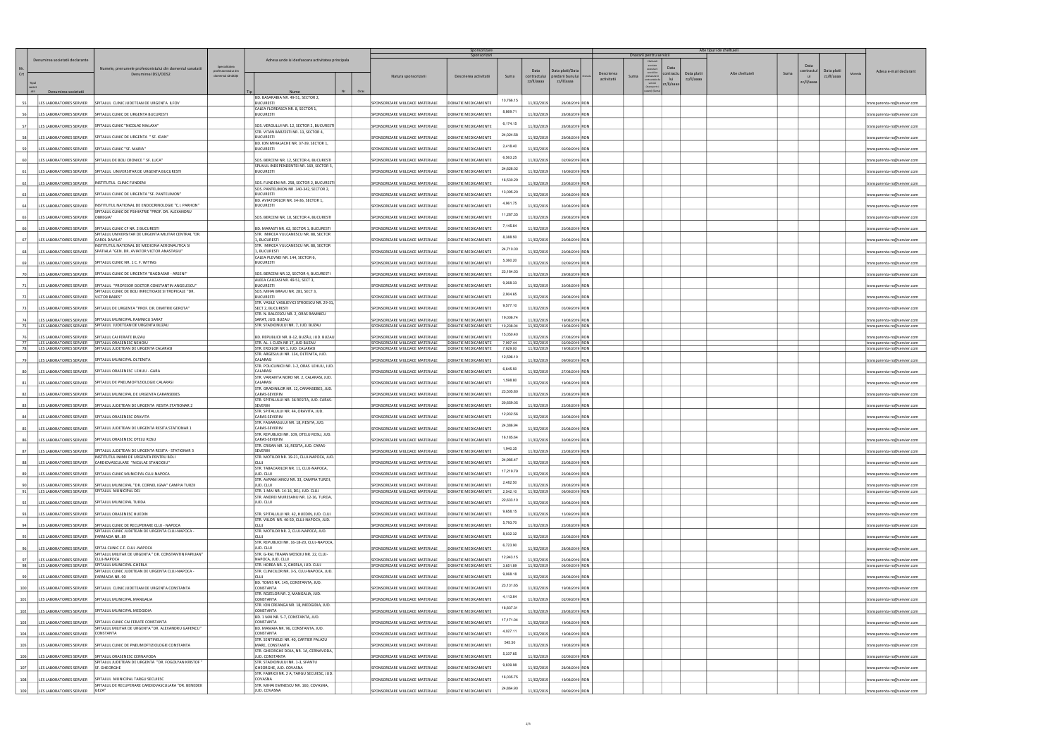| Nr. Crt | Denumirea societatii declarante | | Numele, prenumele profesionistului din domeniul sanatatii Denumirea IDSL/ODSZ | Specialitatea profesionistului din domeniul sănătății | Adresa unde isi desfasoara activitatea principala | | | | Sponsorizare | | | | | | Alte tipuri de cheltuieli | | | | | | | | | | | | | | | Adresa e-mail declarant |
|---|---|---|---|---|---|---|---|---|---|---|---|---|---|---|---|---|---|---|---|---|---|---|---|---|---|---|---|---|---|---|
| | | | | | | | | | Sponsorizari | | | | | | Onorarii pentru servicii | | | | | | | | | | | | | | | |
| | Tipul | Denumirea societatii | | | Tip | Nume | Nr | Oras | Natura sponsorizarii | Descrierea activitatii | Suma | Data contractului zz/ll/aaaa | Data platii/Data predarii bunului zz/ll/aaaa | Moneda | Descrierea activitatii | Suma | Clarificari | Data contractului zz/ll/aaaa | Data platii zz/ll/aaaa | Moneda | Alte cheltuieli | Suma | Data contractului zz/ll/aaaa | Data platii zz/ll/aaaa | Moneda | | | | | |
| 55 | | LES LABORATOIRES SERVIER | SPITALUL CLINIC JUDETEAN DE URGENTA ILFOV | | | BD. BASARABIA NR. 49-51, SECTOR 2, BUCURESTI | | | SPONSORIZARE MIJLOACE MATERIALE | DONATIE MEDICAMENTE | 10.766.15 | 11/02/2019 | 26/08/2019 | RON | | | | | | | | | | | | | | | | transparenta-ro@servier.com |
| 56 | | LES LABORATOIRES SERVIER | SPITALUL CLINIC DE URGENTA BUCURESTI | | | CALEA FLOREASCA NR. 8, SECTOR 1, BUCURESTI | | | SPONSORIZARE MIJLOACE MATERIALE | DONATIE MEDICAMENTE | 8.869.71 | 11/02/2019 | 26/08/2019 | RON | | | | | | | | | | | | | | | | transparenta-ro@servier.com |
| 57 | | LES LABORATOIRES SERVIER | SPITALUL CLINIC "NICOLAE MALAXA" | | | SOS. VERGULUI NR. 12, SECTOR 2, BUCURESTI | | | SPONSORIZARE MIJLOACE MATERIALE | DONATIE MEDICAMENTE | 6.174.15 | 11/02/2019 | 26/08/2019 | RON | | | | | | | | | | | | | | | | transparenta-ro@servier.com |
| 58 | | LES LABORATOIRES SERVIER | SPITALUL CLINIC DE URGENTA " SF. IOAN" | | | STR. VITAN BARZESTI NR. 13, SECTOR 4, BUCURESTI | | | SPONSORIZARE MIJLOACE MATERIALE | DONATIE MEDICAMENTE | 24.024.58 | 11/02/2019 | 29/08/2019 | RON | | | | | | | | | | | | | | | | transparenta-ro@servier.com |
| 59 | | LES LABORATOIRES SERVIER | SPITALUL CLINIC "SF. MARIA" | | | BD. ION MIHALACHE NR. 37-39, SECTOR 1, BUCURESTI | | | SPONSORIZARE MIJLOACE MATERIALE | DONATIE MEDICAMENTE | 2.418.40 | 11/02/2019 | 02/09/2019 | RON | | | | | | | | | | | | | | | | transparenta-ro@servier.com |
| 60 | | LES LABORATOIRES SERVIER | SPITALUL DE BOLI CRONICE " SF. LUCA" | | | SOS. BERCENI NR. 12, SECTOR 4, BUCURESTI | | | SPONSORIZARE MIJLOACE MATERIALE | DONATIE MEDICAMENTE | 6.563.25 | 11/02/2019 | 02/09/2019 | RON | | | | | | | | | | | | | | | | transparenta-ro@servier.com |
| 61 | | LES LABORATOIRES SERVIER | SPITALUL UNIVERSITAR DE URGENTA BUCURESTI | | | SPLAIUL INDEPENDENTEI NR. 169, SECTOR 5, BUCURESTI | | | SPONSORIZARE MIJLOACE MATERIALE | DONATIE MEDICAMENTE | 24.628.02 | 11/02/2019 | 16/09/2019 | RON | | | | | | | | | | | | | | | | transparenta-ro@servier.com |
| 62 | | LES LABORATOIRES SERVIER | INSTITUTUL CLINIC FUNDENI | | | SOS. FUNDENI NR. 258, SECTOR 2, BUCURESTI | | | SPONSORIZARE MIJLOACE MATERIALE | DONATIE MEDICAMENTE | 16.530.29 | 11/02/2019 | 20/08/2019 | RON | | | | | | | | | | | | | | | | transparenta-ro@servier.com |
| 63 | | LES LABORATOIRES SERVIER | SPITALUL CLINIC DE URGENTA "SF. PANTELIMON" | | | SOS. PANTELIMON NR. 340-342, SECTOR 2, BUCURESTI | | | SPONSORIZARE MIJLOACE MATERIALE | DONATIE MEDICAMENTE | 13.095.20 | 11/02/2019 | 20/08/2019 | RON | | | | | | | | | | | | | | | | transparenta-ro@servier.com |
| 64 | | LES LABORATOIRES SERVIER | INSTITUTUL NATIONAL DE ENDOCRINOLOGIE "C.I. PARHON" | | | BD. AVIATORILOR NR. 34-36, SECTOR 1, BUCURESTI | | | SPONSORIZARE MIJLOACE MATERIALE | DONATIE MEDICAMENTE | 4.961.75 | 11/02/2019 | 30/08/2019 | RON | | | | | | | | | | | | | | | | transparenta-ro@servier.com |
| 65 | | LES LABORATOIRES SERVIER | SPITALUL CLINIC DE PSIHIATRIE "PROF. DR. ALEXANDRU OBREGIA" | | | SOS. BERCENI NR. 10, SECTOR 4, BUCURESTI | | | SPONSORIZARE MIJLOACE MATERIALE | DONATIE MEDICAMENTE | 11.287.35 | 11/02/2019 | 29/08/2019 | RON | | | | | | | | | | | | | | | | transparenta-ro@servier.com |
| 66 | | LES LABORATOIRES SERVIER | SPITALUL CLINIC CF NR. 2 BUCURESTI | | | BD. MARASTI NR. 62, SECTOR 1, BUCURESTI | | | SPONSORIZARE MIJLOACE MATERIALE | DONATIE MEDICAMENTE | 7.145.64 | 11/02/2019 | 20/08/2019 | RON | | | | | | | | | | | | | | | | transparenta-ro@servier.com |
| 67 | | LES LABORATOIRES SERVIER | SPITALUL UNIVERSITAR DE URGENTA MILITAR CENTRAL "DR. CAROL DAVILA" | | | STR. MIRCEA VULCANESCU NR. 88, SECTOR 1, BUCURESTI | | | SPONSORIZARE MIJLOACE MATERIALE | DONATIE MEDICAMENTE | 6.388.50 | 11/02/2019 | 20/08/2019 | RON | | | | | | | | | | | | | | | | transparenta-ro@servier.com |
| 68 | | LES LABORATOIRES SERVIER | INSTITUTUL NATIONAL DE MEDICINA AERONAUTICA SI SPATIALA "GEN. DR. AVIATOR VICTOR ANASTASIU" | | | STR. MIRCEA VULCANESCU NR. 88, SECTOR 1, BUCURESTI | | | SPONSORIZARE MIJLOACE MATERIALE | DONATIE MEDICAMENTE | 24.710.00 | 11/02/2019 | 20/08/2019 | RON | | | | | | | | | | | | | | | | transparenta-ro@servier.com |
| 69 | | LES LABORATOIRES SERVIER | SPITALUL CLINIC NR. 1 C. F. WITING | | | CALEA PLEVNEI NR. 144, SECTOR 6, BUCURESTI | | | SPONSORIZARE MIJLOACE MATERIALE | DONATIE MEDICAMENTE | 5.360.20 | 11/02/2019 | 02/09/2019 | RON | | | | | | | | | | | | | | | | transparenta-ro@servier.com |
| 70 | | LES LABORATOIRES SERVIER | SPITALUL CLINIC DE URGENTA "BAGDASAR - ARSENI" | | | SOS. BERCENI NR.12, SECTOR 4, BUCURESTI | | | SPONSORIZARE MIJLOACE MATERIALE | DONATIE MEDICAMENTE | 23.164.03 | 11/02/2019 | 29/08/2019 | RON | | | | | | | | | | | | | | | | transparenta-ro@servier.com |
| 71 | | LES LABORATOIRES SERVIER | SPITALUL "PROFESOR DOCTOR CONSTANTIN ANGELESCU" | | | ALEEA CAUZASI NR. 49-51, SECT 3, BUCURESTI | | | SPONSORIZARE MIJLOACE MATERIALE | DONATIE MEDICAMENTE | 9.268.33 | 11/02/2019 | 30/08/2019 | RON | | | | | | | | | | | | | | | | transparenta-ro@servier.com |
| 72 | | LES LABORATOIRES SERVIER | SPITALUL CLINIC DE BOLI INFECTIOASE SI TROPICALE "DR. VICTOR BABES" | | | SOS. MIHAI BRAVU NR. 281, SECT 3, BUCURESTI | | | SPONSORIZARE MIJLOACE MATERIALE | DONATIE MEDICAMENTE | 2.904.65 | 11/02/2019 | 29/08/2019 | RON | | | | | | | | | | | | | | | | transparenta-ro@servier.com |
| 73 | | LES LABORATOIRES SERVIER | SPITALUL DE URGENTA "PROF. DR. DIMITRIE GEROTA" | | | STR. VASILE VASILIEVICI STROESCU NR. 29-31, SECT 2, BUCURESTI | | | SPONSORIZARE MIJLOACE MATERIALE | DONATIE MEDICAMENTE | 9.577.10 | 11/02/2019 | 03/09/2019 | RON | | | | | | | | | | | | | | | | transparenta-ro@servier.com |
| 74 | | LES LABORATOIRES SERVIER | SPITALUL MUNICIPAL RAMNICU SARAT | | | STR. N. BALCESCU NR. 2, ORAS RAMNICU SARAT, JUD. BUZAU | | | SPONSORIZARE MIJLOACE MATERIALE | DONATIE MEDICAMENTE | 19.006.74 | 11/02/2019 | 19/08/2019 | RON | | | | | | | | | | | | | | | | transparenta-ro@servier.com |
| 75 | | LES LABORATOIRES SERVIER | SPITALUL JUDETEAN DE URGENTA BUZAU | | | STR. STADIONULUI NR. 7, JUD. BUZAU | | | SPONSORIZARE MIJLOACE MATERIALE | DONATIE MEDICAMENTE | 10.238.04 | 11/02/2019 | 19/08/2019 | RON | | | | | | | | | | | | | | | | transparenta-ro@servier.com |
| 76 | | LES LABORATOIRES SERVIER | SPITALUL CAI FERATE BUZAU | | | BD. REPUBLICII NR. 8-12, BUZĂU, JUD. BUZAU | | | SPONSORIZARE MIJLOACE MATERIALE | DONATIE MEDICAMENTE | 15.050.40 | 11/02/2019 | 27/08/2019 | RON | | | | | | | | | | | | | | | | transparenta-ro@servier.com |
| 77 | | LES LABORATOIRES SERVIER | SPITALUL ORASENESC NEHOIU | | | STR. AL. I. CUZA NR 17, JUD BUZAU | | | SPONSORIZARE MIJLOACE MATERIALE | DONATIE MEDICAMENTE | 7.997.44 | 11/02/2019 | 22/08/2019 | RON | | | | | | | | | | | | | | | | transparenta-ro@servier.com |
| 78 | | LES LABORATOIRES SERVIER | SPITALUL JUDETEAN DE URGENTA CALARASI | | | STR. EROILOR NR 1, JUD. CALARASI | | | SPONSORIZARE MIJLOACE MATERIALE | DONATIE MEDICAMENTE | 7.929.00 | 11/02/2019 | 19/08/2019 | RON | | | | | | | | | | | | | | | | transparenta-ro@servier.com |
| 79 | | LES LABORATOIRES SERVIER | SPITALUL MUNICIPAL OLTENITA | | | STR. ARGESULUI NR. 134, OLTENITA, JUD. CALARASI | | | SPONSORIZARE MIJLOACE MATERIALE | DONATIE MEDICAMENTE | 12.598.10 | 11/02/2019 | 09/09/2019 | RON | | | | | | | | | | | | | | | | transparenta-ro@servier.com |
| 80 | | LES LABORATOIRES SERVIER | SPITALUL ORASENESC LEHLIU - GARA | | | STR. POLICLINICII NR. 1-2, ORAS LEHLIU, JUD. CALARASI | | | SPONSORIZARE MIJLOACE MATERIALE | DONATIE MEDICAMENTE | 6.645.50 | 11/02/2019 | 27/08/2019 | RON | | | | | | | | | | | | | | | | transparenta-ro@servier.com |
| 81 | | LES LABORATOIRES SERVIER | SPITALUL DE PNEUMOFTIZIOLOGIE CALARASI | | | STR. VARIANTA NORD NR. 2, CALARASI, JUD. CALARASI | | | SPONSORIZARE MIJLOACE MATERIALE | DONATIE MEDICAMENTE | 1.598.80 | 11/02/2019 | 19/08/2019 | RON | | | | | | | | | | | | | | | | transparenta-ro@servier.com |
| 82 | | LES LABORATOIRES SERVIER | SPITALUL MUNICIPAL DE URGENTA CARANSEBES | | | STR. GRADINILOR NR. 12, CARANSEBES, JUD. CARAS-SEVERIN | | | SPONSORIZARE MIJLOACE MATERIALE | DONATIE MEDICAMENTE | 23.505.60 | 11/02/2019 | 23/08/2019 | RON | | | | | | | | | | | | | | | | transparenta-ro@servier.com |
| 83 | | LES LABORATOIRES SERVIER | SPITALUL JUDETEAN DE URGENTA RESITA STATIONAR 2 | | | STR. SPITALULUI NR. 36 RESITA, JUD. CARAS-SEVERIN | | | SPONSORIZARE MIJLOACE MATERIALE | DONATIE MEDICAMENTE | 20.659.05 | 11/02/2019 | 23/08/2019 | RON | | | | | | | | | | | | | | | | transparenta-ro@servier.com |
| 84 | | LES LABORATOIRES SERVIER | SPITALUL ORASENESC ORAVITA | | | STR. SPITALULUI NR. 44, ORAVITA, JUD. CARAS-SEVERIN | | | SPONSORIZARE MIJLOACE MATERIALE | DONATIE MEDICAMENTE | 12.932.56 | 11/02/2019 | 30/08/2019 | RON | | | | | | | | | | | | | | | | transparenta-ro@servier.com |
| 85 | | LES LABORATOIRES SERVIER | SPITALUL JUDETEAN DE URGENTA RESITA STATIONAR 1 | | | STR. FAGARASULUI NR. 18, RESITA, JUD. CARAS-SEVERIN | | | SPONSORIZARE MIJLOACE MATERIALE | DONATIE MEDICAMENTE | 24.388.94 | 11/02/2019 | 23/08/2019 | RON | | | | | | | | | | | | | | | | transparenta-ro@servier.com |
| 86 | | LES LABORATOIRES SERVIER | SPITALUL ORASENESC OTELU ROSU | | | STR. REPUBLICII NR. 109, OTELU ROSU, JUD. CARAS-SEVERIN | | | SPONSORIZARE MIJLOACE MATERIALE | DONATIE MEDICAMENTE | 16.185.64 | 11/02/2019 | 30/08/2019 | RON | | | | | | | | | | | | | | | | transparenta-ro@servier.com |
| 87 | | LES LABORATOIRES SERVIER | SPITALUL JUDETEAN DE URGENTA RESITA - STATIONAR 3 | | | STR. CRISAN NR. 16, RESITA, JUD. CARAS-SEVERIN | | | SPONSORIZARE MIJLOACE MATERIALE | DONATIE MEDICAMENTE | 1.940.35 | 11/02/2019 | 23/08/2019 | RON | | | | | | | | | | | | | | | | transparenta-ro@servier.com |
| 88 | | LES LABORATOIRES SERVIER | INSTITUTUL INIMII DE URGENTA PENTRU BOLI CARDIOVASCULARE "NICULAE STANCIOIU" | | | STR. MOTILOR NR. 19-21, CLUJ-NAPOCA, JUD. CLUJ | | | SPONSORIZARE MIJLOACE MATERIALE | DONATIE MEDICAMENTE | 24.965.47 | 11/02/2019 | 23/08/2019 | RON | | | | | | | | | | | | | | | | transparenta-ro@servier.com |
| 89 | | LES LABORATOIRES SERVIER | SPITALUL CLINIC MUNICIPAL CLUJ-NAPOCA | | | STR. TABACARILOR NR. 11, CLUJ-NAPOCA, JUD. CLUJ | | | SPONSORIZARE MIJLOACE MATERIALE | DONATIE MEDICAMENTE | 17.219.79 | 11/02/2019 | 23/08/2019 | RON | | | | | | | | | | | | | | | | transparenta-ro@servier.com |
| 90 | | LES LABORATOIRES SERVIER | SPITALUL MUNICIPAL "DR. CORNEL IGNA" CAMPIA TURZII | | | STR. AVRAM IANCU NR. 33, CAMPIA TURZII, JUD. CLUJ | | | SPONSORIZARE MIJLOACE MATERIALE | DONATIE MEDICAMENTE | 2.462.50 | 11/02/2019 | 28/08/2019 | RON | | | | | | | | | | | | | | | | transparenta-ro@servier.com |
| 91 | | LES LABORATOIRES SERVIER | SPITALUL MUNICIPAL DEJ | | | STR. 1 MAI NR. 14-16, DEJ, JUD. CLUJ | | | SPONSORIZARE MIJLOACE MATERIALE | DONATIE MEDICAMENTE | 2.542.10 | 11/02/2019 | 06/09/2019 | RON | | | | | | | | | | | | | | | | transparenta-ro@servier.com |
| 92 | | LES LABORATOIRES SERVIER | SPITALUL MUNICIPAL TURDA | | | STR. ANDREI MURESANU NR. 12-16, TURDA, JUD. CLUJ | | | SPONSORIZARE MIJLOACE MATERIALE | DONATIE MEDICAMENTE | 22.632.10 | 11/02/2019 | 30/08/2019 | RON | | | | | | | | | | | | | | | | transparenta-ro@servier.com |
| 93 | | LES LABORATOIRES SERVIER | SPITALUL ORASENESC HUEDIN | | | STR. SPITALULUI NR. 42, HUEDIN, JUD. CLUJ | | | SPONSORIZARE MIJLOACE MATERIALE | DONATIE MEDICAMENTE | 9.658.15 | 11/02/2019 | 13/09/2019 | RON | | | | | | | | | | | | | | | | transparenta-ro@servier.com |
| 94 | | LES LABORATOIRES SERVIER | SPITALUL CLINIC DE RECUPERARE CLUJ - NAPOCA | | | STR. VIILOR NR. 46-50, CLUJ-NAPOCA, JUD. CLUJ | | | SPONSORIZARE MIJLOACE MATERIALE | DONATIE MEDICAMENTE | 5.793.70 | 11/02/2019 | 23/08/2019 | RON | | | | | | | | | | | | | | | | transparenta-ro@servier.com |
| 95 | | LES LABORATOIRES SERVIER | SPITALUL CLINIC JUDETEAN DE URGENTA CLUJ-NAPOCA - FARMACIA NR. 89 | | | STR. MOTILOR NR. 2, CLUJ-NAPOCA, JUD. CLUJ | | | SPONSORIZARE MIJLOACE MATERIALE | DONATIE MEDICAMENTE | 8.032.32 | 11/02/2019 | 23/08/2019 | RON | | | | | | | | | | | | | | | | transparenta-ro@servier.com |
| 96 | | LES LABORATOIRES SERVIER | SPITAL CLINIC C.F. CLUJ -NAPOCA | | | STR. REPUBLICII NR. 16-18-20, CLUJ-NAPOCA, JUD. CLUJ | | | SPONSORIZARE MIJLOACE MATERIALE | DONATIE MEDICAMENTE | 6.723.60 | 11/02/2019 | 28/08/2019 | RON | | | | | | | | | | | | | | | | transparenta-ro@servier.com |
| 97 | | LES LABORATOIRES SERVIER | SPITALUL MILITAR DE URGENTA " DR. CONSTANTIN PAPILIAN" CLUJ-NAPOCA | | | STR. G-RAL TRAIAN MOSOIU NR. 22, CLUJ-NAPOCA, JUD. CLUJ | | | SPONSORIZARE MIJLOACE MATERIALE | DONATIE MEDICAMENTE | 12.943.15 | 11/02/2019 | 23/08/2019 | RON | | | | | | | | | | | | | | | | transparenta-ro@servier.com |
| 98 | | LES LABORATOIRES SERVIER | SPITALUL MUNICIPAL GHERLA | | | STR. HOREA NR. 2, GHERLA, JUD. CLUJ | | | SPONSORIZARE MIJLOACE MATERIALE | DONATIE MEDICAMENTE | 3.651.89 | 11/02/2019 | 06/09/2019 | RON | | | | | | | | | | | | | | | | transparenta-ro@servier.com |
| 99 | | LES LABORATOIRES SERVIER | SPITALUL CLINIC JUDETEAN DE URGENTA CLUJ-NAPOCA - FARMACIA NR. 90 | | | STR. CLINICILOR NR. 3-5, CLUJ-NAPOCA, JUD. CLUJ | | | SPONSORIZARE MIJLOACE MATERIALE | DONATIE MEDICAMENTE | 9.068.18 | 11/02/2019 | 28/08/2019 | RON | | | | | | | | | | | | | | | | transparenta-ro@servier.com |
| 100 | | LES LABORATOIRES SERVIER | SPITALUL CLINIC JUDETEAN DE URGENTA CONSTANTA | | | BD. TOMIS NR. 145, CONSTANTA, JUD. CONSTANTA | | | SPONSORIZARE MIJLOACE MATERIALE | DONATIE MEDICAMENTE | 23.131.65 | 11/02/2019 | 19/08/2019 | RON | | | | | | | | | | | | | | | | transparenta-ro@servier.com |
| 101 | | LES LABORATOIRES SERVIER | SPITALUL MUNICIPAL MANGALIA | | | STR. ROZELOR NR. 2, MANGALIA, JUD. CONSTANTA | | | SPONSORIZARE MIJLOACE MATERIALE | DONATIE MEDICAMENTE | 4.113.64 | 11/02/2019 | 02/09/2019 | RON | | | | | | | | | | | | | | | | transparenta-ro@servier.com |
| 102 | | LES LABORATOIRES SERVIER | SPITALUL MUNICIPAL MEDGIDIA | | | STR. ION CREANGA NR. 18, MEDGIDIA, JUD. CONSTANTA | | | SPONSORIZARE MIJLOACE MATERIALE | DONATIE MEDICAMENTE | 18.837.31 | 11/02/2019 | 26/08/2019 | RON | | | | | | | | | | | | | | | | transparenta-ro@servier.com |
| 103 | | LES LABORATOIRES SERVIER | SPITALUL CLINIC CAI FERATE CONSTANTA | | | BD. 1 MAI NR. 5-7, CONSTANTA, JUD. CONSTANTA | | | SPONSORIZARE MIJLOACE MATERIALE | DONATIE MEDICAMENTE | 17.171.04 | 11/02/2019 | 19/08/2019 | RON | | | | | | | | | | | | | | | | transparenta-ro@servier.com |
| 104 | | LES LABORATOIRES SERVIER | SPITALUL MILITAR DE URGENTA " DR. ALEXANDRU GAFENCU" CONSTANTA | | | BD. MAMAIA NR. 96, CONSTANTA, JUD. CONSTANTA | | | SPONSORIZARE MIJLOACE MATERIALE | DONATIE MEDICAMENTE | 4.027.11 | 11/02/2019 | 19/08/2019 | RON | | | | | | | | | | | | | | | | transparenta-ro@servier.com |
| 105 | | LES LABORATOIRES SERVIER | SPITALUL CLINIC DE PNEUMOFTIZIOLOGIE CONSTANTA | | | STR. SENTINELEI NR. 40, CARTIER PALAZU MARE, CONSTANTA | | | SPONSORIZARE MIJLOACE MATERIALE | DONATIE MEDICAMENTE | 545.50 | 11/02/2019 | 19/08/2019 | RON | | | | | | | | | | | | | | | | transparenta-ro@servier.com |
| 106 | | LES LABORATOIRES SERVIER | SPITALUL ORASENESC CERNAVODA | | | STR. GHEORGHE DOJA, NR. 1A, CERNAVODA, JUD. CONSTANTA | | | SPONSORIZARE MIJLOACE MATERIALE | DONATIE MEDICAMENTE | 5.337.60 | 11/02/2019 | 02/09/2019 | RON | | | | | | | | | | | | | | | | transparenta-ro@servier.com |
| 107 | | LES LABORATOIRES SERVIER | SPITALUL JUDETEAN DE URGENTA "DR. FOGOLYAN KRISTOF " SF. GHEORGHE | | | STR. STADIONULUI NR. 1-3, SFANTU GHEORGHE, JUD. COVASNA | | | SPONSORIZARE MIJLOACE MATERIALE | DONATIE MEDICAMENTE | 9.839.98 | 11/02/2019 | 28/08/2019 | RON | | | | | | | | | | | | | | | | transparenta-ro@servier.com |
| 108 | | LES LABORATOIRES SERVIER | SPITALUL MUNICIPAL TARGU SECUIESC | | | STR. FABRICII NR. 2 A, TARGU SECUIESC, JUD. COVASNA | | | SPONSORIZARE MIJLOACE MATERIALE | DONATIE MEDICAMENTE | 16.035.75 | 11/02/2019 | 19/08/2019 | RON | | | | | | | | | | | | | | | | transparenta-ro@servier.com |
| 109 | | LES LABORATOIRES SERVIER | SPITALUL DE RECUPERARE CARDIOVASCULARA "DR. BENEDEK GEZA" | | | STR. MIHAI EMINESCU NR. 160, COVASNA, JUD. COVASNA | | | SPONSORIZARE MIJLOACE MATERIALE | DONATIE MEDICAMENTE | 24.864.90 | 11/02/2019 | 09/09/2019 | RON | | | | | | | | | | | | | | | | transparenta-ro@servier.com |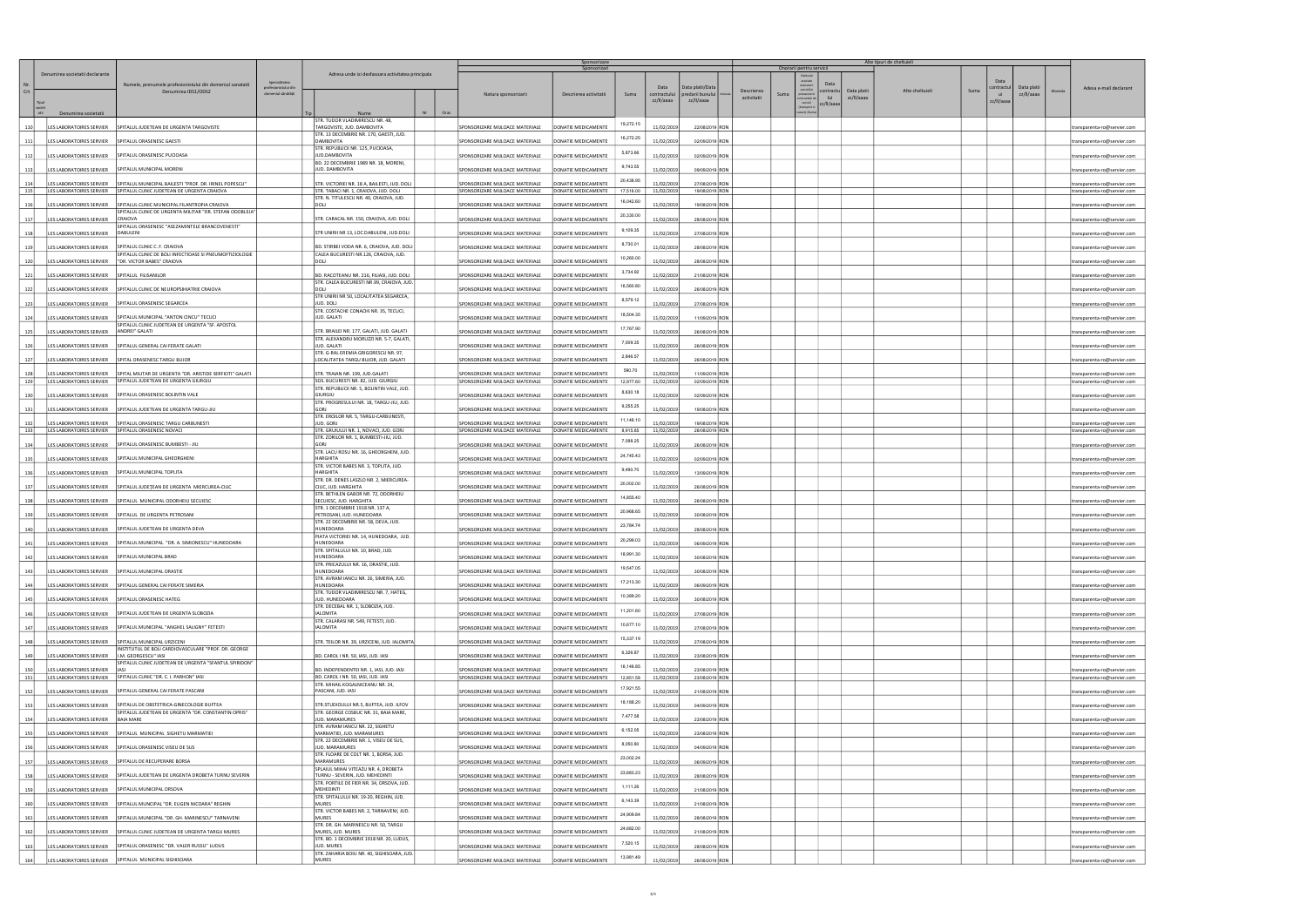| Nr. Crt | Denumirea societatii declarante | | Numele, prenumele profesionistului din domeniul sanatatii Denumirea IDSL/ODS2 | Specialitatea profesionistului din domeniul sănătății | Adresa unde isi desfasoara activitatea principala | | | | Sponsorizare | | | | | | Onorarii pentru servicii | | | | | | Alte tipuri de cheltuieli | | | | | | Adresa e-mail declarant |
|---|---|---|---|---|---|---|---|---|---|---|---|---|---|---|---|---|---|---|---|---|---|---|---|---|---|---|---|
| | Tipul | Denumirea societatii | | | Tip | Nume | Nr. | Oras | Natura sponsorizarii | Descrierea activitatii | Suma | Data contractului zz/ll/aaaa | Data plati/Data predarii bunului zz/ll/aaaa | Moneda | Descrierea activitatii | Suma | Data contractului | Data platii zz/ll/aaaa | Moneda | Alte cheltuieli | Suma | Data contractului zz/ll/aaaa | Data platii zz/ll/aaaa | Moneda | |
| 110 | | LES LABORATOIRES SERVIER | SPITALUL JUDETEAN DE URGENTA TARGOVISTE | | | STR. TUDOR VLADIMIRESCU NR. 48, TARGOVISTE, JUD. DAMBOVITA | | | SPONSORIZARE MIJLOACE MATERIALE | DONATIE MEDICAMENTE | 19,272.15 | 11/02/2019 | 22/08/2019 | RON | | | | | | | | | | | transparenta-ro@servier.com |
| 111 | | LES LABORATOIRES SERVIER | SPITALUL ORASENESC GAESTI | | | STR. 13 DECEMBRIE NR. 170, GAESTI, JUD. DAMBOVITA | | | SPONSORIZARE MIJLOACE MATERIALE | DONATIE MEDICAMENTE | 18,272.25 | 11/02/2019 | 02/09/2019 | RON | | | | | | | | | | | transparenta-ro@servier.com |
| 112 | | LES LABORATOIRES SERVIER | SPITALUL ORASENESC PUCIOASA | | | STR. REPUBLICII NR. 125, PUCIOASA, JUD.DAMBOVITA | | | SPONSORIZARE MIJLOACE MATERIALE | DONATIE MEDICAMENTE | 5,873.66 | 11/02/2019 | 02/09/2019 | RON | | | | | | | | | | | transparenta-ro@servier.com |
| 113 | | LES LABORATOIRES SERVIER | SPITALUL MUNICIPAL MORENI | | | BD. 22 DECEMBRIE 1989 NR. 18, MORENI, JUD. DAMBOVITA | | | SPONSORIZARE MIJLOACE MATERIALE | DONATIE MEDICAMENTE | 9,743.55 | 11/02/2019 | 09/09/2019 | RON | | | | | | | | | | | transparenta-ro@servier.com |
| 114 | | LES LABORATOIRES SERVIER | SPITALUL MUNICIPAL BAILESTI "PROF. DR. IRINEL POPESCU" | | | STR. VICTORIEI NR. 18 A, BAILESTI, JUD. DOLJ | | | SPONSORIZARE MIJLOACE MATERIALE | DONATIE MEDICAMENTE | 20,438.95 | 11/02/2019 | 27/08/2019 | RON | | | | | | | | | | | transparenta-ro@servier.com |
| 115 | | LES LABORATOIRES SERVIER | SPITALUL CLINIC JUDETEAN DE URGENTA CRAIOVA | | | STR. TABACI NR. 1, CRAIOVA, JUD. DOLJ | | | SPONSORIZARE MIJLOACE MATERIALE | DONATIE MEDICAMENTE | 17,516.00 | 11/02/2019 | 19/08/2019 | RON | | | | | | | | | | | transparenta-ro@servier.com |
| 116 | | LES LABORATOIRES SERVIER | SPITALUL CLINIC MUNICIPAL FILANTROPIA CRAIOVA | | | STR. N. TITULESCU NR. 40, CRAIOVA, JUD. DOLJ | | | SPONSORIZARE MIJLOACE MATERIALE | DONATIE MEDICAMENTE | 16,042.60 | 11/02/2019 | 19/08/2019 | RON | | | | | | | | | | | transparenta-ro@servier.com |
| 117 | | LES LABORATOIRES SERVIER | SPITALUL CLINIC DE URGENTA MILITAR "DR. STEFAN ODOBLEJA" CRAIOVA | | | STR. CARACAL NR. 150, CRAIOVA, JUD. DOLJ | | | SPONSORIZARE MIJLOACE MATERIALE | DONATIE MEDICAMENTE | 20,330.00 | 11/02/2019 | 28/08/2019 | RON | | | | | | | | | | | transparenta-ro@servier.com |
| 118 | | LES LABORATOIRES SERVIER | SPITALUL ORASENESC "ASEZAMINTELE BRANCOVENESTI" DABULENI | | | STR UNIRII NR 13, LOC.DABULENI, JUD.DOLJ | | | SPONSORIZARE MIJLOACE MATERIALE | DONATIE MEDICAMENTE | 9,109.35 | 11/02/2019 | 27/08/2019 | RON | | | | | | | | | | | transparenta-ro@servier.com |
| 119 | | LES LABORATOIRES SERVIER | SPITALUL CLINIC C. F. CRAIOVA | | | BD. STIRBEI VODA NR. 6, CRAIOVA, JUD. DOLJ | | | SPONSORIZARE MIJLOACE MATERIALE | DONATIE MEDICAMENTE | 8,730.01 | 11/02/2019 | 28/08/2019 | RON | | | | | | | | | | | transparenta-ro@servier.com |
| 120 | | LES LABORATOIRES SERVIER | SPITALUL CLINIC DE BOLI INFECTIOASE SI PNEUMOFTIZIOLOGIE "DR. VICTOR BABES" CRAIOVA | | | CALEA BUCURESTI NR.126, CRAIOVA, JUD. DOLJ | | | SPONSORIZARE MIJLOACE MATERIALE | DONATIE MEDICAMENTE | 10,260.00 | 11/02/2019 | 28/08/2019 | RON | | | | | | | | | | | transparenta-ro@servier.com |
| 121 | | LES LABORATOIRES SERVIER | SPITALUL FILIASANILOR | | | BD. RACOTEANU NR. 216, FILIASI, JUD. DOLJ | | | SPONSORIZARE MIJLOACE MATERIALE | DONATIE MEDICAMENTE | 3,734.92 | 11/02/2019 | 21/08/2019 | RON | | | | | | | | | | | transparenta-ro@servier.com |
| 122 | | LES LABORATOIRES SERVIER | SPITALUL CLINIC DE NEUROPSIHIATRIE CRAIOVA | | | STR. CALEA BUCURESTI NR.99, CRAIOVA, JUD. DOLJ | | | SPONSORIZARE MIJLOACE MATERIALE | DONATIE MEDICAMENTE | 16,560.80 | 11/02/2019 | 26/08/2019 | RON | | | | | | | | | | | transparenta-ro@servier.com |
| 123 | | LES LABORATOIRES SERVIER | SPITALUL ORASENESC SEGARCEA | | | STR UNIRII NR 50, LOCALITATEA SEGARCEA, JUD. DOLJ | | | SPONSORIZARE MIJLOACE MATERIALE | DONATIE MEDICAMENTE | 8,579.12 | 11/02/2019 | 27/08/2019 | RON | | | | | | | | | | | transparenta-ro@servier.com |
| 124 | | LES LABORATOIRES SERVIER | SPITALUL MUNICIPAL "ANTON CINCU" TECUCI | | | STR. COSTACHE CONACHI NR. 35, TECUCI, JUD. GALATI | | | SPONSORIZARE MIJLOACE MATERIALE | DONATIE MEDICAMENTE | 18,504.35 | 11/02/2019 | 11/09/2019 | RON | | | | | | | | | | | transparenta-ro@servier.com |
| 125 | | LES LABORATOIRES SERVIER | SPITALUL CLINIC JUDETEAN DE URGENTA "SF. APOSTOL ANDREI" GALATI | | | STR. BRAILEI NR. 177, GALATI, JUD. GALATI | | | SPONSORIZARE MIJLOACE MATERIALE | DONATIE MEDICAMENTE | 17,767.90 | 11/02/2019 | 28/08/2019 | RON | | | | | | | | | | | transparenta-ro@servier.com |
| 126 | | LES LABORATOIRES SERVIER | SPITALUL GENERAL CAI FERATE GALATI | | | STR. ALEXANDRU MORUZZI NR. 5-7, GALATI, JUD. GALATI | | | SPONSORIZARE MIJLOACE MATERIALE | DONATIE MEDICAMENTE | 7,009.35 | 11/02/2019 | 28/08/2019 | RON | | | | | | | | | | | transparenta-ro@servier.com |
| 127 | | LES LABORATOIRES SERVIER | SPITAL ORASENESC TARGU BUJOR | | | STR. G-RAL EREMIA GRIGORESCU NR. 97, LOCALITATEA TARGU BUJOR, JUD. GALATI | | | SPONSORIZARE MIJLOACE MATERIALE | DONATIE MEDICAMENTE | 2,846.57 | 11/02/2019 | 28/08/2019 | RON | | | | | | | | | | | transparenta-ro@servier.com |
| 128 | | LES LABORATOIRES SERVIER | SPITAL MILITAR DE URGENTA "DR. ARISTIDE SERFIOTI" GALATI | | | STR. TRAIAN NR. 199, JUD.GALATI | | | SPONSORIZARE MIJLOACE MATERIALE | DONATIE MEDICAMENTE | 590.70 | 11/02/2019 | 11/09/2019 | RON | | | | | | | | | | | transparenta-ro@servier.com |
| 129 | | LES LABORATOIRES SERVIER | SPITALUL JUDETEAN DE URGENTA GIURGIU | | | SOS. BUCURESTI NR. 82, JUD. GIURGIU | | | SPONSORIZARE MIJLOACE MATERIALE | DONATIE MEDICAMENTE | 12,977.60 | 11/02/2019 | 02/09/2019 | RON | | | | | | | | | | | transparenta-ro@servier.com |
| 130 | | LES LABORATOIRES SERVIER | SPITALUL ORASENESC BOLINTIN VALE | | | STR. REPUBLICII NR. 5, BOLINTIN VALE, JUD. GIURGIU | | | SPONSORIZARE MIJLOACE MATERIALE | DONATIE MEDICAMENTE | 8,630.18 | 11/02/2019 | 02/09/2019 | RON | | | | | | | | | | | transparenta-ro@servier.com |
| 131 | | LES LABORATOIRES SERVIER | SPITALUL JUDETEAN DE URGENTA TARGU-JIU | | | STR. PROGRESULUI NR. 18, TARGU-JIU, JUD. GORJ | | | SPONSORIZARE MIJLOACE MATERIALE | DONATIE MEDICAMENTE | 9,255.25 | 11/02/2019 | 19/08/2019 | RON | | | | | | | | | | | transparenta-ro@servier.com |
| 132 | | LES LABORATOIRES SERVIER | SPITALUL ORASENESC TARGU CARBUNESTI | | | STR. EROILOR NR. 5, TARGU-CARBUNESTI, JUD. GORJ | | | SPONSORIZARE MIJLOACE MATERIALE | DONATIE MEDICAMENTE | 11,146.10 | 11/02/2019 | 19/08/2019 | RON | | | | | | | | | | | transparenta-ro@servier.com |
| 133 | | LES LABORATOIRES SERVIER | SPITALUL ORASENESC NOVACI | | | STR. GRIJULUI NR. 1, NOVACI, JUD. GORJ | | | SPONSORIZARE MIJLOACE MATERIALE | DONATIE MEDICAMENTE | 8,915.85 | 11/02/2019 | 26/08/2019 | RON | | | | | | | | | | | transparenta-ro@servier.com |
| 134 | | LES LABORATOIRES SERVIER | SPITALUL ORASENESC BUMBESTI - JIU | | | STR. ZORILOR NR. 1, BUMBESTI-JIU, JUD. GORJ | | | SPONSORIZARE MIJLOACE MATERIALE | DONATIE MEDICAMENTE | 7,098.25 | 11/02/2019 | 26/08/2019 | RON | | | | | | | | | | | transparenta-ro@servier.com |
| 135 | | LES LABORATOIRES SERVIER | SPITALUL MUNICIPAL GHEORGHENI | | | STR. LACU ROSU NR. 16, GHEORGHENI, JUD. HARGHITA | | | SPONSORIZARE MIJLOACE MATERIALE | DONATIE MEDICAMENTE | 24,745.43 | 11/02/2019 | 02/09/2019 | RON | | | | | | | | | | | transparenta-ro@servier.com |
| 136 | | LES LABORATOIRES SERVIER | SPITALUL MUNICIPAL TOPLITA | | | STR. VICTOR BABES NR. 3, TOPLITA, JUD. HARGHITA | | | SPONSORIZARE MIJLOACE MATERIALE | DONATIE MEDICAMENTE | 9,490.70 | 11/02/2019 | 13/09/2019 | RON | | | | | | | | | | | transparenta-ro@servier.com |
| 137 | | LES LABORATOIRES SERVIER | SPITALUL JUDEȚEAN DE URGENTA MIERCUREA-CIUC | | | STR. DR. DENES LASZLO NR. 2, MIERCUREA-CIUC, JUD. HARGHITA | | | SPONSORIZARE MIJLOACE MATERIALE | DONATIE MEDICAMENTE | 20,002.00 | 11/02/2019 | 26/08/2019 | RON | | | | | | | | | | | transparenta-ro@servier.com |
| 138 | | LES LABORATOIRES SERVIER | SPITALUL MUNICIPAL ODORHEIU SECUIESC | | | STR. BETHLEN GABOR NR. 72, ODORHEIU SECUIESC, JUD. HARGHITA | | | SPONSORIZARE MIJLOACE MATERIALE | DONATIE MEDICAMENTE | 14,855.40 | 11/02/2019 | 26/08/2019 | RON | | | | | | | | | | | transparenta-ro@servier.com |
| 139 | | LES LABORATOIRES SERVIER | SPITALUL DE URGENTA PETROSANI | | | STR. 1 DECEMBRIE 1918 NR. 137 A, PETROSANI, JUD. HUNEDOARA | | | SPONSORIZARE MIJLOACE MATERIALE | DONATIE MEDICAMENTE | 20,968.65 | 11/02/2019 | 30/08/2019 | RON | | | | | | | | | | | transparenta-ro@servier.com |
| 140 | | LES LABORATOIRES SERVIER | SPITALUL JUDETEAN DE URGENTA DEVA | | | STR. 22 DECEMBRIE NR. 58, DEVA, JUD. HUNEDOARA | | | SPONSORIZARE MIJLOACE MATERIALE | DONATIE MEDICAMENTE | 23,784.74 | 11/02/2019 | 28/08/2019 | RON | | | | | | | | | | | transparenta-ro@servier.com |
| 141 | | LES LABORATOIRES SERVIER | SPITALUL MUNICIPAL "DR. A. SIMIONESCU" HUNEDOARA | | | PIATA VICTORIEI NR. 14, HUNEDOARA, JUD. HUNEDOARA | | | SPONSORIZARE MIJLOACE MATERIALE | DONATIE MEDICAMENTE | 20,299.03 | 11/02/2019 | 06/09/2019 | RON | | | | | | | | | | | transparenta-ro@servier.com |
| 142 | | LES LABORATOIRES SERVIER | SPITALUL MUNICIPAL BRAD | | | STR. SPITALULUI NR. 10, BRAD, JUD. HUNEDOARA | | | SPONSORIZARE MIJLOACE MATERIALE | DONATIE MEDICAMENTE | 18,991.30 | 11/02/2019 | 30/08/2019 | RON | | | | | | | | | | | transparenta-ro@servier.com |
| 143 | | LES LABORATOIRES SERVIER | SPITALUL MUNICIPAL ORASTIE | | | STR. PRICAZULUI NR. 16, ORASTIE, JUD. HUNEDOARA | | | SPONSORIZARE MIJLOACE MATERIALE | DONATIE MEDICAMENTE | 19,547.05 | 11/02/2019 | 30/08/2019 | RON | | | | | | | | | | | transparenta-ro@servier.com |
| 144 | | LES LABORATOIRES SERVIER | SPITALUL GENERAL CAI FERATE SIMERIA | | | STR. AVRAM IANCU NR. 26, SIMERIA, JUD. HUNEDOARA | | | SPONSORIZARE MIJLOACE MATERIALE | DONATIE MEDICAMENTE | 17,213.30 | 11/02/2019 | 06/09/2019 | RON | | | | | | | | | | | transparenta-ro@servier.com |
| 145 | | LES LABORATOIRES SERVIER | SPITALUL ORASENESC HATEG | | | STR. TUDOR VLADIMIRESCU NR. 7, HATEG, JUD. HUNEDOARA | | | SPONSORIZARE MIJLOACE MATERIALE | DONATIE MEDICAMENTE | 10,389.20 | 11/02/2019 | 30/08/2019 | RON | | | | | | | | | | | transparenta-ro@servier.com |
| 146 | | LES LABORATOIRES SERVIER | SPITALUL JUDETEAN DE URGENTA SLOBOZIA | | | STR. DECEBAL NR. 1, SLOBOZIA, JUD. IALOMITA | | | SPONSORIZARE MIJLOACE MATERIALE | DONATIE MEDICAMENTE | 11,201.60 | 11/02/2019 | 27/08/2019 | RON | | | | | | | | | | | transparenta-ro@servier.com |
| 147 | | LES LABORATOIRES SERVIER | SPITALUL MUNICIPAL "ANGHEL SALIGNY" FETESTI | | | STR. CALARASI NR. 549, FETESTI, JUD. IALOMITA | | | SPONSORIZARE MIJLOACE MATERIALE | DONATIE MEDICAMENTE | 10,677.10 | 11/02/2019 | 27/08/2019 | RON | | | | | | | | | | | transparenta-ro@servier.com |
| 148 | | LES LABORATOIRES SERVIER | SPITALUL MUNICIPAL URZICENI | | | STR. TEILOR NR. 39, URZICENI, JUD. IALOMITA | | | SPONSORIZARE MIJLOACE MATERIALE | DONATIE MEDICAMENTE | 15,337.19 | 11/02/2019 | 27/08/2019 | RON | | | | | | | | | | | transparenta-ro@servier.com |
| 149 | | LES LABORATOIRES SERVIER | INSTITUTUL DE BOLI CARDIOVASCULARE "PROF. DR. GEORGE I.M. GEORGESCU" IASI | | | BD. CAROL I NR. 50, IASI, JUD. IASI | | | SPONSORIZARE MIJLOACE MATERIALE | DONATIE MEDICAMENTE | 6,326.67 | 11/02/2019 | 23/08/2019 | RON | | | | | | | | | | | transparenta-ro@servier.com |
| 150 | | LES LABORATOIRES SERVIER | SPITALUL CLINIC JUDETEAN DE URGENTA "SFANTUL SPIRIDON" IASI | | | BD. INDEPENDENTEI NR. 1, IASI, JUD. IASI | | | SPONSORIZARE MIJLOACE MATERIALE | DONATIE MEDICAMENTE | 16,146.85 | 11/02/2019 | 23/08/2019 | RON | | | | | | | | | | | transparenta-ro@servier.com |
| 151 | | LES LABORATOIRES SERVIER | SPITALUL CLINIC "DR. C. I. PARHON" IASI | | | BD. CAROL I NR. 50, IASI, JUD. IASI | | | SPONSORIZARE MIJLOACE MATERIALE | DONATIE MEDICAMENTE | 12,851.58 | 11/02/2019 | 23/08/2019 | RON | | | | | | | | | | | transparenta-ro@servier.com |
| 152 | | LES LABORATOIRES SERVIER | SPITALUL GENERAL CAI FERATE PASCANI | | | STR. MIHAIL KOGALNICEANU NR. 24, PASCANI, JUD. IASI | | | SPONSORIZARE MIJLOACE MATERIALE | DONATIE MEDICAMENTE | 17,921.55 | 11/02/2019 | 21/08/2019 | RON | | | | | | | | | | | transparenta-ro@servier.com |
| 153 | | LES LABORATOIRES SERVIER | SPITALUL DE OBSTETRICA-GINECOLOGIE BUFTEA | | | STR.STUDIOULUI NR.5, BUFTEA, JUD. ILFOV | | | SPONSORIZARE MIJLOACE MATERIALE | DONATIE MEDICAMENTE | 18,188.20 | 11/02/2019 | 04/09/2019 | RON | | | | | | | | | | | transparenta-ro@servier.com |
| 154 | | LES LABORATOIRES SERVIER | SPITALUL JUDETEAN DE URGENTA "DR. CONSTANTIN OPRIS" BAIA MARE | | | STR. GEORGE COSBUC NR. 31, BAIA MARE, JUD. MARAMURES | | | SPONSORIZARE MIJLOACE MATERIALE | DONATIE MEDICAMENTE | 7,477.58 | 11/02/2019 | 23/08/2019 | RON | | | | | | | | | | | transparenta-ro@servier.com |
| 155 | | LES LABORATOIRES SERVIER | SPITALUL MUNICIPAL SIGHETU MARMATIEI | | | STR. AVRAM IANCU NR. 22, SIGHETU MARMATIEI, JUD. MARAMURES | | | SPONSORIZARE MIJLOACE MATERIALE | DONATIE MEDICAMENTE | 6,152.05 | 11/02/2019 | 23/08/2019 | RON | | | | | | | | | | | transparenta-ro@servier.com |
| 156 | | LES LABORATOIRES SERVIER | SPITALUL ORASENESC VISEU DE SUS | | | STR. 22 DECEMBRIE NR. 1, VISEU DE SUS, JUD. MARAMURES | | | SPONSORIZARE MIJLOACE MATERIALE | DONATIE MEDICAMENTE | 8,050.80 | 11/02/2019 | 04/09/2019 | RON | | | | | | | | | | | transparenta-ro@servier.com |
| 157 | | LES LABORATOIRES SERVIER | SPITALUL DE RECUPERARE BORSA | | | STR. FLOARE DE COLT NR. 1, BORSA, JUD. MARAMURES | | | SPONSORIZARE MIJLOACE MATERIALE | DONATIE MEDICAMENTE | 23,002.24 | 11/02/2019 | 06/09/2019 | RON | | | | | | | | | | | transparenta-ro@servier.com |
| 158 | | LES LABORATOIRES SERVIER | SPITALUL JUDETEAN DE URGENTA DROBETA TURNU SEVERIN | | | SPLAIUL MIHAI VITEAZU NR. 4, DROBETA TURNU - SEVERIN, JUD. MEHEDINTI | | | SPONSORIZARE MIJLOACE MATERIALE | DONATIE MEDICAMENTE | 23,660.23 | 11/02/2019 | 28/08/2019 | RON | | | | | | | | | | | transparenta-ro@servier.com |
| 159 | | LES LABORATOIRES SERVIER | SPITALUL MUNICIPAL ORSOVA | | | STR. PORTILE DE FIER NR. 34, ORSOVA, JUD. MEHEDINTI | | | SPONSORIZARE MIJLOACE MATERIALE | DONATIE MEDICAMENTE | 1,111.26 | 11/02/2019 | 21/08/2019 | RON | | | | | | | | | | | transparenta-ro@servier.com |
| 160 | | LES LABORATOIRES SERVIER | SPITALUL MUNICIPAL "DR. EUGEN NICOARA" REGHIN | | | STR. SPITALULUI NR. 19-20, REGHIN, JUD. MURES | | | SPONSORIZARE MIJLOACE MATERIALE | DONATIE MEDICAMENTE | 6,143.39 | 11/02/2019 | 21/08/2019 | RON | | | | | | | | | | | transparenta-ro@servier.com |
| 161 | | LES LABORATOIRES SERVIER | SPITALUL MUNICIPAL "DR. GH. MARINESCU" TARNAVENI | | | STR. VICTOR BABES NR. 2, TARNAVENI, JUD. MURES | | | SPONSORIZARE MIJLOACE MATERIALE | DONATIE MEDICAMENTE | 24,909.84 | 11/02/2019 | 28/08/2019 | RON | | | | | | | | | | | transparenta-ro@servier.com |
| 162 | | LES LABORATOIRES SERVIER | SPITALUL CLINIC JUDETEAN DE URGENTA TARGU MURES | | | STR. DR. GH. MARINESCU NR. 50, TARGU MURES, JUD. MURES | | | SPONSORIZARE MIJLOACE MATERIALE | DONATIE MEDICAMENTE | 24,682.00 | 11/02/2019 | 21/08/2019 | RON | | | | | | | | | | | transparenta-ro@servier.com |
| 163 | | LES LABORATOIRES SERVIER | SPITALUL ORASENESC "DR. VALER RUSSU" LUDUS | | | STR. BD. 1 DECEMBRIE 1918 NR. 20, LUDUS, JUD. MURES | | | SPONSORIZARE MIJLOACE MATERIALE | DONATIE MEDICAMENTE | 7,520.15 | 11/02/2019 | 28/08/2019 | RON | | | | | | | | | | | transparenta-ro@servier.com |
| 164 | | LES LABORATOIRES SERVIER | SPITALUL MUNICIPAL SIGHISOARA | | | STR. ZAHARIA BOIU NR. 40, SIGHISOARA, JUD. MURES | | | SPONSORIZARE MIJLOACE MATERIALE | DONATIE MEDICAMENTE | 13,981.49 | 11/02/2019 | 26/08/2019 | RON | | | | | | | | | | | transparenta-ro@servier.com |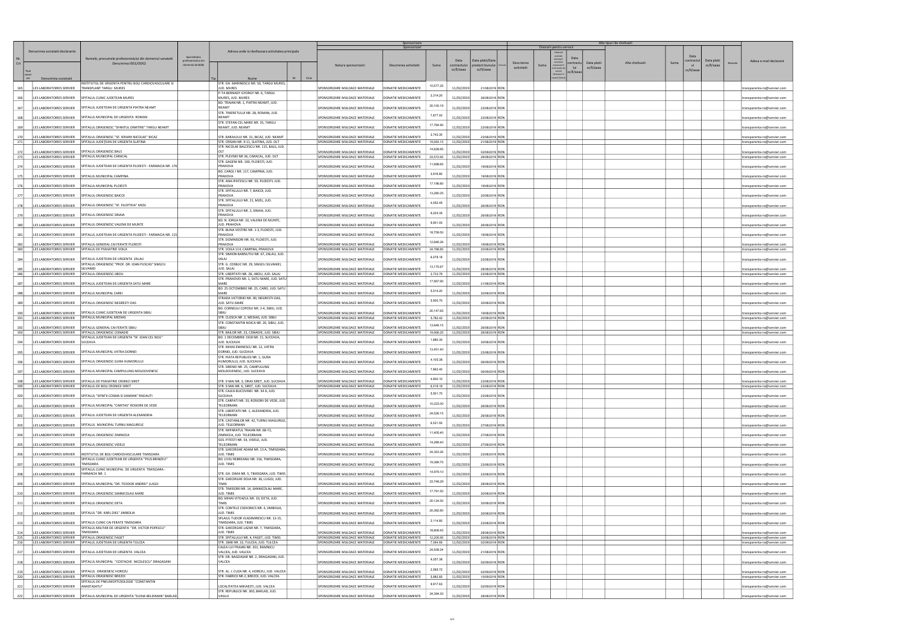| Nr. Crt | Denumirea societatii declarante | Numele, prenumele profesionistului din domeniul sanatatii Denumirea IDSL/ODS2 | Specialitatea profesionistului din domeniul sănătăţii | Adresa unde isi desfasoara activitatea principala | | | | Sponsorizare Sponsorizari | | | | | | | Onorarii pentru servicii | | | | | | Alte tipuri de cheltuieli | | | | | | Adresa e-mail declarant |
|---|---|---|---|---|---|---|---|---|---|---|---|---|---|---|---|---|---|---|---|---|---|---|---|---|---|---|---|
| | Tipul societatii | | | Tip | Nume | Nr | Oras | Natura sponsorizarii | Descrierea activitatii | Suma | Data contractului zz/ll/aaaa | Data platii/Data predarii bunului zz/ll/aaaa | Moneda | Descrierea activitatii | Suma | Costuri asociate prestarii serviciilor | Data contractului zz/ll/aaaa | Data platii zz/ll/aaaa | Moneda | Alte cheltuieli | Suma | Data contractului zz/ll/aaaa | Data platii zz/ll/aaaa | Moneda | | | |
| 165 | LES LABORATOIRES SERVIER | INSTITUTUL DE URGENTA PENTRU BOLI CARDIOVASCULARE SI TRANSPLANT TARGU MURES | | | STR. GH. MARINESCU NR. 50, TARGU MURES, JUD. MURES | | | SPONSORIZARE MIJLOACE MATERIALE | DONATIE MEDICAMENTE | 10,577.25 | 11/02/2019 | 21/08/2019 | RON | | | | | | | | | | | | transparenta-ro@servier.com | | |
| 166 | LES LABORATOIRES SERVIER | SPITALUL CLINIC JUDETEAN MURES | | | P-TA BERNADY GYORGY NR. 6, TARGU MURES, JUD. MURES | | | SPONSORIZARE MIJLOACE MATERIALE | DONATIE MEDICAMENTE | 2,314.20 | 11/02/2019 | 26/08/2019 | RON | | | | | | | | | | | | transparenta-ro@servier.com | | |
| 167 | LES LABORATOIRES SERVIER | SPITALUL JUDETEAN DE URGENTA PIATRA NEAMT | | | BD. TRAIAN NR. 1, PIATRA NEAMT, JUD. NEAMT | | | SPONSORIZARE MIJLOACE MATERIALE | DONATIE MEDICAMENTE | 29,100.19 | 11/02/2019 | 23/08/2019 | RON | | | | | | | | | | | | transparenta-ro@servier.com | | |
| 168 | LES LABORATOIRES SERVIER | SPITALUL MUNICIPAL DE URGENTA ROMAN | | | STR. TINERETULUI NR. 28, ROMAN, JUD. NEAMT | | | SPONSORIZARE MIJLOACE MATERIALE | DONATIE MEDICAMENTE | 7,677.00 | 11/02/2019 | 23/08/2019 | RON | | | | | | | | | | | | transparenta-ro@servier.com | | |
| 169 | LES LABORATOIRES SERVIER | SPITALUL ORASENESC "SFANTUL DIMITRIE" TARGU NEAMT | | | STR. STEFAN CEL MARE NR. 35, TARGU NEAMT, JUD. NEAMT | | | SPONSORIZARE MIJLOACE MATERIALE | DONATIE MEDICAMENTE | 17,784.90 | 11/02/2019 | 23/08/2019 | RON | | | | | | | | | | | | transparenta-ro@servier.com | | |
| 170 | LES LABORATOIRES SERVIER | SPITALUL ORASENESC "SF. IERARH NICOLAE" BICAZ | | | STR. BARAJULUI NR. 11, BICAZ, JUD. NEAMT | | | SPONSORIZARE MIJLOACE MATERIALE | DONATIE MEDICAMENTE | 2,743.30 | 11/02/2019 | 23/08/2019 | RON | | | | | | | | | | | | transparenta-ro@servier.com | | |
| 171 | LES LABORATOIRES SERVIER | SPITALUL JUDETEAN DE URGENTA SLATINA | | | STR. CRISAN NR. 9-11, SLATINA, JUD. OLT | | | SPONSORIZARE MIJLOACE MATERIALE | DONATIE MEDICAMENTE | 19,560.15 | 11/02/2019 | 21/08/2019 | RON | | | | | | | | | | | | transparenta-ro@servier.com | | |
| 172 | LES LABORATOIRES SERVIER | SPITALUL ORASENESC BALS | | | STR. NICOLAE BALCESCU NR. 115, BALS, JUD. OLT | | | SPONSORIZARE MIJLOACE MATERIALE | DONATIE MEDICAMENTE | 14,628.65 | 11/02/2019 | 02/09/2019 | RON | | | | | | | | | | | | transparenta-ro@servier.com | | |
| 173 | LES LABORATOIRES SERVIER | SPITALUL MUNICIPAL CARACAL | | | STR. PLEVNEI NR 36, CARACAL, JUD. OLT | | | SPONSORIZARE MIJLOACE MATERIALE | DONATIE MEDICAMENTE | 23,572.65 | 11/02/2019 | 26/08/2019 | RON | | | | | | | | | | | | transparenta-ro@servier.com | | |
| 174 | LES LABORATOIRES SERVIER | SPITALUL JUDETEAN DE URGENTA PLOIESTI - FARMACIA NR. 176 | | | STR. GAGENI NR. 100, PLOIESTI, JUD. PRAHOVA | | | SPONSORIZARE MIJLOACE MATERIALE | DONATIE MEDICAMENTE | 11,698.65 | 11/02/2019 | 19/08/2019 | RON | | | | | | | | | | | | transparenta-ro@servier.com | | |
| 175 | LES LABORATOIRES SERVIER | SPITALUL MUNICIPAL CAMPINA | | | BD. CAROL I NR. 117, CAMPINA, JUD. PRAHOVA | | | SPONSORIZARE MIJLOACE MATERIALE | DONATIE MEDICAMENTE | 3,918.80 | 11/02/2019 | 19/08/2019 | RON | | | | | | | | | | | | transparenta-ro@servier.com | | |
| 176 | LES LABORATOIRES SERVIER | SPITALUL MUNICIPAL PLOIESTI | | | STR. ANA IPATESCU NR. 59, PLOIESTI, JUD. PRAHOVA | | | SPONSORIZARE MIJLOACE MATERIALE | DONATIE MEDICAMENTE | 17,196.80 | 11/02/2019 | 19/08/2019 | RON | | | | | | | | | | | | transparenta-ro@servier.com | | |
| 177 | LES LABORATOIRES SERVIER | SPITALUL ORASENESC BAICOI | | | STR. SPITALULUI NR. 7, BAICOI, JUD. PRAHOVA | | | SPONSORIZARE MIJLOACE MATERIALE | DONATIE MEDICAMENTE | 13,280.25 | 11/02/2019 | 20/08/2019 | RON | | | | | | | | | | | | transparenta-ro@servier.com | | |
| 178 | LES LABORATOIRES SERVIER | SPITALUL ORASENESC "SF. FILOFTEIA" MIZIL | | | STR. SPITALULUI NR. 21, MIZIL, JUD. PRAHOVA | | | SPONSORIZARE MIJLOACE MATERIALE | DONATIE MEDICAMENTE | 4,052.45 | 11/02/2019 | 28/08/2019 | RON | | | | | | | | | | | | transparenta-ro@servier.com | | |
| 179 | LES LABORATOIRES SERVIER | SPITALUL ORASENESC SINAIA | | | STR. SPITALULUI NR. 2, SINAIA, JUD. PRAHOVA | | | SPONSORIZARE MIJLOACE MATERIALE | DONATIE MEDICAMENTE | 9,224.35 | 11/02/2019 | 28/08/2019 | RON | | | | | | | | | | | | transparenta-ro@servier.com | | |
| 180 | LES LABORATOIRES SERVIER | SPITALUL ORASENESC VALENII DE MUNTE | | | BD. N. IORGA NR. 10, VALENII DE MUNTE, JUD. PRAHOVA | | | SPONSORIZARE MIJLOACE MATERIALE | DONATIE MEDICAMENTE | 9,901.00 | 11/02/2019 | 28/08/2019 | RON | | | | | | | | | | | | transparenta-ro@servier.com | | |
| 181 | LES LABORATOIRES SERVIER | SPITALUL JUDETEAN DE URGENTA PLOIESTI - FARMACIA NR. 315 | | | STR. BUNA VESTIRE NR. 1-3, PLOIESTI, JUD. PRAHOVA | | | SPONSORIZARE MIJLOACE MATERIALE | DONATIE MEDICAMENTE | 18,759.50 | 11/02/2019 | 19/08/2019 | RON | | | | | | | | | | | | transparenta-ro@servier.com | | |
| 182 | LES LABORATOIRES SERVIER | SPITALUL GENERAL CAI FERATE PLOIESTI | | | STR. DOMNISORI NR. 93, PLOIESTI, JUD. PRAHOVA | | | SPONSORIZARE MIJLOACE MATERIALE | DONATIE MEDICAMENTE | 12,846.26 | 11/02/2019 | 19/08/2019 | RON | | | | | | | | | | | | transparenta-ro@servier.com | | |
| 183 | LES LABORATOIRES SERVIER | SPITALUL DE PSIHIATRIE VOILA | | | STR. VOILA 114, CAMPINA, PRAHOVA | | | SPONSORIZARE MIJLOACE MATERIALE | DONATIE MEDICAMENTE | 24,708.85 | 11/02/2019 | 20/08/2019 | RON | | | | | | | | | | | | transparenta-ro@servier.com | | |
| 184 | LES LABORATOIRES SERVIER | SPITALUL JUDETEAN DE URGENTA ZALAU | | | STR. SIMION BARNUTIU NR. 67, ZALAU, JUD. SALAJ | | | SPONSORIZARE MIJLOACE MATERIALE | DONATIE MEDICAMENTE | 6,078.18 | 11/02/2019 | 23/08/2019 | RON | | | | | | | | | | | | transparenta-ro@servier.com | | |
| 185 | LES LABORATOIRES SERVIER | SPITALUL ORASENESC "PROF. DR. IOAN PUSCAS" SIMLEU SILVANIEI | | | STR. G. COSBUC NR. 29, SIMLEU SILVANIEI, JUD. SALAJ | | | SPONSORIZARE MIJLOACE MATERIALE | DONATIE MEDICAMENTE | 13,175.87 | 11/02/2019 | 28/08/2019 | RON | | | | | | | | | | | | transparenta-ro@servier.com | | |
| 186 | LES LABORATOIRES SERVIER | SPITALUL ORASENESC JIBOU | | | STR. LIBERTATII NR. 28, JIBOU, JUD. SALAJ | | | SPONSORIZARE MIJLOACE MATERIALE | DONATIE MEDICAMENTE | 2,733.79 | 11/02/2019 | 23/08/2019 | RON | | | | | | | | | | | | transparenta-ro@servier.com | | |
| 187 | LES LABORATOIRES SERVIER | SPITALUL JUDETEAN DE URGENTA SATU MARE | | | STR. PRAHOVEI NR. 1, SATU MARE, JUD. SATU MARE | | | SPONSORIZARE MIJLOACE MATERIALE | DONATIE MEDICAMENTE | 17,957.90 | 11/02/2019 | 21/08/2019 | RON | | | | | | | | | | | | transparenta-ro@servier.com | | |
| 188 | LES LABORATOIRES SERVIER | SPITALUL MUNICIPAL CAREI | | | BD. 25 OCTOMBRIE NR. 25, CAREI, JUD. SATU MARE | | | SPONSORIZARE MIJLOACE MATERIALE | DONATIE MEDICAMENTE | 5,514.20 | 11/02/2019 | 30/08/2019 | RON | | | | | | | | | | | | transparenta-ro@servier.com | | |
| 189 | LES LABORATOIRES SERVIER | SPITALUL ORASENESC NEGRESTI OAS | | | STRADA VICTORIEI NR. 90, NEGRESTI-OAS, JUD. SATU MARE | | | SPONSORIZARE MIJLOACE MATERIALE | DONATIE MEDICAMENTE | 5,900.70 | 11/02/2019 | 30/08/2019 | RON | | | | | | | | | | | | transparenta-ro@servier.com | | |
| 190 | LES LABORATOIRES SERVIER | SPITALUL CLINIC JUDETEAN DE URGENTA SIBIU | | | BD. CORNELIU COPOSU NR. 2-4, SIBIU, JUD. SIBIU | | | SPONSORIZARE MIJLOACE MATERIALE | DONATIE MEDICAMENTE | 20,147.65 | 11/02/2019 | 19/08/2019 | RON | | | | | | | | | | | | transparenta-ro@servier.com | | |
| 191 | LES LABORATOIRES SERVIER | SPITALUL MUNICIPAL MEDIAS | | | STR. CLOSCA NR. 2, MEDIAS, JUD. SIBIU | | | SPONSORIZARE MIJLOACE MATERIALE | DONATIE MEDICAMENTE | 5,782.42 | 11/02/2019 | 20/08/2019 | RON | | | | | | | | | | | | transparenta-ro@servier.com | | |
| 192 | LES LABORATOIRES SERVIER | SPITALUL GENERAL CAI FERATE SIBIU | | | STR. CONSTANTIN NOICA NR. 20, SIBIU, JUD. SIBIU | | | SPONSORIZARE MIJLOACE MATERIALE | DONATIE MEDICAMENTE | 13,646.15 | 11/02/2019 | 26/08/2019 | RON | | | | | | | | | | | | transparenta-ro@servier.com | | |
| 193 | LES LABORATOIRES SERVIER | SPITALUL ORASENESC CISNADIE | | | STR. BAILOR NR. 23, CISNADIE, JUD. SIBIU | | | SPONSORIZARE MIJLOACE MATERIALE | DONATIE MEDICAMENTE | 19,958.25 | 11/02/2019 | 26/08/2019 | RON | | | | | | | | | | | | transparenta-ro@servier.com | | |
| 194 | LES LABORATOIRES SERVIER | SPITALUL JUDETEAN DE URGENTA "SF. IOAN CEL NOU" SUCEAVA | | | BD. 1 DECEMBRIE 1918 NR. 21, SUCEAVA, JUD. SUCEAVA | | | SPONSORIZARE MIJLOACE MATERIALE | DONATIE MEDICAMENTE | 1,880.30 | 11/02/2019 | 30/08/2019 | RON | | | | | | | | | | | | transparenta-ro@servier.com | | |
| 195 | LES LABORATOIRES SERVIER | SPITALUL MUNICIPAL VATRA DORNEI | | | STR. MIHAI EMINESCU NR. 12, VATRA DORNEI, JUD. SUCEAVA | | | SPONSORIZARE MIJLOACE MATERIALE | DONATIE MEDICAMENTE | 13,451.40 | 11/02/2019 | 23/08/2019 | RON | | | | | | | | | | | | transparenta-ro@servier.com | | |
| 196 | LES LABORATOIRES SERVIER | SPITALUL ORASENESC GURA HUMORULUI | | | STR. PIATA REPUBLICII NR. 1, GURA HUMORULUI, JUD. SUCEAVA | | | SPONSORIZARE MIJLOACE MATERIALE | DONATIE MEDICAMENTE | 4,105.38 | 11/02/2019 | 06/09/2019 | RON | | | | | | | | | | | | transparenta-ro@servier.com | | |
| 197 | LES LABORATOIRES SERVIER | SPITALUL MUNICIPAL CAMPULUNG MOLDOVENESC | | | STR. SIRENEI NR. 25, CAMPULUNG MOLDOVENESC, JUD. SUCEAVA | | | SPONSORIZARE MIJLOACE MATERIALE | DONATIE MEDICAMENTE | 7,862.40 | 11/02/2019 | 06/09/2019 | RON | | | | | | | | | | | | transparenta-ro@servier.com | | |
| 198 | LES LABORATOIRES SERVIER | SPITALUL DE PSIHIATRIE CRONICI SIRET | | | STR. 9 MAI NR. 3, ORAS SIRET, JUD. SUCEAVA | | | SPONSORIZARE MIJLOACE MATERIALE | DONATIE MEDICAMENTE | 4,900.10 | 11/02/2019 | 23/08/2019 | RON | | | | | | | | | | | | transparenta-ro@servier.com | | |
| 199 | LES LABORATOIRES SERVIER | SPITALUL DE BOLI CRONICE SIRET | | | STR. 9 MAI NR. 6, SIRET, JUD. SUCEAVA | | | SPONSORIZARE MIJLOACE MATERIALE | DONATIE MEDICAMENTE | 6,019.18 | 11/02/2019 | 23/08/2019 | RON | | | | | | | | | | | | transparenta-ro@servier.com | | |
| 200 | LES LABORATOIRES SERVIER | SPITALUL "SFINTII COSMA SI DAMIAN" RADAUTI | | | STR. CALEA BUCOVINEI NR. 34 A, JUD. SUCEAVA | | | SPONSORIZARE MIJLOACE MATERIALE | DONATIE MEDICAMENTE | 5,501.70 | 11/02/2019 | 23/08/2019 | RON | | | | | | | | | | | | transparenta-ro@servier.com | | |
| 201 | LES LABORATOIRES SERVIER | SPITALUL MUNICIPAL "CARITAS" ROSIORII DE VEDE | | | STR. CARPATI NR. 33, ROSIORII DE VEDE, JUD. TELEORMAN | | | SPONSORIZARE MIJLOACE MATERIALE | DONATIE MEDICAMENTE | 10,223.00 | 11/02/2019 | 26/08/2019 | RON | | | | | | | | | | | | transparenta-ro@servier.com | | |
| 202 | LES LABORATOIRES SERVIER | SPITALUL JUDETEAN DE URGENTA ALEXANDRIA | | | STR. LIBERTATII NR. 1, ALEXANDRIA, JUD. TELEORMAN | | | SPONSORIZARE MIJLOACE MATERIALE | DONATIE MEDICAMENTE | 24,526.15 | 11/02/2019 | 26/08/2019 | RON | | | | | | | | | | | | transparenta-ro@servier.com | | |
| 203 | LES LABORATOIRES SERVIER | SPITALUL MUNICIPAL TURNU MAGURELE | | | STR. CASTANILOR NR. 42, TURNU MAGURELE, JUD. TELEORMAN | | | SPONSORIZARE MIJLOACE MATERIALE | DONATIE MEDICAMENTE | 6,531.50 | 11/02/2019 | 27/08/2019 | RON | | | | | | | | | | | | transparenta-ro@servier.com | | |
| 204 | LES LABORATOIRES SERVIER | SPITALUL ORASENESC ZIMNICEA | | | STR. IMPARATUL TRAIAN NR. 68-72, ZIMNICEA, JUD. TELEORMAN | | | SPONSORIZARE MIJLOACE MATERIALE | DONATIE MEDICAMENTE | 11,405.40 | 11/02/2019 | 27/08/2019 | RON | | | | | | | | | | | | transparenta-ro@servier.com | | |
| 205 | LES LABORATOIRES SERVIER | SPITALUL ORASENESC VIDELE | | | SOS. PITESTI NR. 54, VIDELE, JUD. TELEORMAN | | | SPONSORIZARE MIJLOACE MATERIALE | DONATIE MEDICAMENTE | 14,289.40 | 11/02/2019 | 27/08/2019 | RON | | | | | | | | | | | | transparenta-ro@servier.com | | |
| 206 | LES LABORATOIRES SERVIER | INSTITUTUL DE BOLI CARDIOVASCULARE TIMISOARA | | | STR. GHEORGHE ADAM NR. 13 A, TIMISOARA, JUD. TIMIS | | | SPONSORIZARE MIJLOACE MATERIALE | DONATIE MEDICAMENTE | 24,353.26 | 11/02/2019 | 23/08/2019 | RON | | | | | | | | | | | | transparenta-ro@servier.com | | |
| 207 | LES LABORATOIRES SERVIER | SPITALUL CLINIC JUDETEAN DE URGENTA "PIUS BRINZEU" TIMISOARA | | | BD. LIVIU REBREANU NR. 156, TIMISOARA, JUD. TIMIS | | | SPONSORIZARE MIJLOACE MATERIALE | DONATIE MEDICAMENTE | 19,389.75 | 11/02/2019 | 23/08/2019 | RON | | | | | | | | | | | | transparenta-ro@servier.com | | |
| 208 | LES LABORATOIRES SERVIER | SPITALUL CLINIC MUNICIPAL DE URGENTA TIMISOARA - FARMACIA NR. 1 | | | STR. GH. DIMA NR. 5, TIMISOARA, JUD. TIMIS | | | SPONSORIZARE MIJLOACE MATERIALE | DONATIE MEDICAMENTE | 14,979.10 | 11/02/2019 | 23/08/2019 | RON | | | | | | | | | | | | transparenta-ro@servier.com | | |
| 209 | LES LABORATOIRES SERVIER | SPITALUL MUNICIPAL "DR. TEODOR ANDREI" LUGOJ | | | STR. GHEORGHE DOJA NR. 36, LUGOJ, JUD. TIMIS | | | SPONSORIZARE MIJLOACE MATERIALE | DONATIE MEDICAMENTE | 23,748.29 | 11/02/2019 | 28/08/2019 | RON | | | | | | | | | | | | transparenta-ro@servier.com | | |
| 210 | LES LABORATOIRES SERVIER | SPITALUL ORASENESC SANNICOLAU MARE | | | STR. TIMISORII NR. 14, SANNICOLAU MARE, JUD. TIMIS | | | SPONSORIZARE MIJLOACE MATERIALE | DONATIE MEDICAMENTE | 17,791.50 | 11/02/2019 | 30/08/2019 | RON | | | | | | | | | | | | transparenta-ro@servier.com | | |
| 211 | LES LABORATOIRES SERVIER | SPITALUL ORASENESC DETA | | | BD. MIHAI VITEAZUL NR. 10, DETA, JUD. TIMIS | | | SPONSORIZARE MIJLOACE MATERIALE | DONATIE MEDICAMENTE | 20,124.50 | 11/02/2019 | 30/08/2019 | RON | | | | | | | | | | | | transparenta-ro@servier.com | | |
| 212 | LES LABORATOIRES SERVIER | SPITALUL "DR. KARL DIEL" JIMBOLIA | | | STR. CONTELE CSEKONICS NR. 4, JIMBOLIA, JUD. TIMIS | | | SPONSORIZARE MIJLOACE MATERIALE | DONATIE MEDICAMENTE | 20,392.80 | 11/02/2019 | 30/08/2019 | RON | | | | | | | | | | | | transparenta-ro@servier.com | | |
| 213 | LES LABORATOIRES SERVIER | SPITALUL CLINIC CAI FERATE TIMISOARA | | | SPLAIUL TUDOR VLADIMIRESCU NR. 13-15, TIMISOARA, JUD. TIMIS | | | SPONSORIZARE MIJLOACE MATERIALE | DONATIE MEDICAMENTE | 2,114.80 | 11/02/2019 | 23/08/2019 | RON | | | | | | | | | | | | transparenta-ro@servier.com | | |
| 214 | LES LABORATOIRES SERVIER | SPITALUL MILITAR DE URGENTA "DR. VICTOR POPESCU" TIMISOARA | | | STR. GHEORGHE LAZAR NR. 7, TIMISOARA, JUD. TIMIS | | | SPONSORIZARE MIJLOACE MATERIALE | DONATIE MEDICAMENTE | 18,809.45 | 11/02/2019 | 28/08/2019 | RON | | | | | | | | | | | | transparenta-ro@servier.com | | |
| 215 | LES LABORATOIRES SERVIER | SPITALUL ORASENESC FAGET | | | STR. SPITALULUI NR. 4, FAGET, JUD. TIMIS | | | SPONSORIZARE MIJLOACE MATERIALE | DONATIE MEDICAMENTE | 12,205.95 | 11/02/2019 | 30/08/2019 | RON | | | | | | | | | | | | transparenta-ro@servier.com | | |
| 216 | LES LABORATOIRES SERVIER | SPITALUL JUDETEAN DE URGENTA TULCEA | | | STR. 1848 NR. 32, TULCEA, JUD. TULCEA | | | SPONSORIZARE MIJLOACE MATERIALE | DONATIE MEDICAMENTE | 7,064.66 | 11/02/2019 | 02/09/2019 | RON | | | | | | | | | | | | transparenta-ro@servier.com | | |
| 217 | LES LABORATOIRES SERVIER | SPITALUL JUDETEAN DE URGENTA VALCEA | | | CALEA LUI TRAIAN NR. 201, RAMNICU VALCEA, JUD. VALCEA | | | SPONSORIZARE MIJLOACE MATERIALE | DONATIE MEDICAMENTE | 24,938.24 | 11/02/2019 | 21/08/2019 | RON | | | | | | | | | | | | transparenta-ro@servier.com | | |
| 218 | LES LABORATOIRES SERVIER | SPITALUL MUNICIPAL "COSTACHE NICOLESCU" DRAGASANI | | | STR. DR. BAGDASAR NR. 2, DRAGASANI, JUD. VALCEA | | | SPONSORIZARE MIJLOACE MATERIALE | DONATIE MEDICAMENTE | 9,257.38 | 11/02/2019 | 02/09/2019 | RON | | | | | | | | | | | | transparenta-ro@servier.com | | |
| 219 | LES LABORATOIRES SERVIER | SPITALUL ORASENESC HOREZU | | | STR. AL. I. CUZA NR. 4, HOREZU, JUD. VALCEA | | | SPONSORIZARE MIJLOACE MATERIALE | DONATIE MEDICAMENTE | 2,595.72 | 11/02/2019 | 02/09/2019 | RON | | | | | | | | | | | | transparenta-ro@servier.com | | |
| 220 | LES LABORATOIRES SERVIER | SPITALUL ORASENESC BREZOI | | | STR. FABRICII NR.2, BREZOI, JUD. VALCEA | | | SPONSORIZARE MIJLOACE MATERIALE | DONATIE MEDICAMENTE | 5,982.85 | 11/02/2019 | 10/09/2019 | RON | | | | | | | | | | | | transparenta-ro@servier.com | | |
| 221 | LES LABORATOIRES SERVIER | SPITALUL DE PNEUMOFTIZIOLOGIE "CONSTANTIN ANASTASATU" | | | LOCALITATEA MIHAESTI, JUD. VALCEA | | | SPONSORIZARE MIJLOACE MATERIALE | DONATIE MEDICAMENTE | 9,917.63 | 11/02/2019 | 02/09/2019 | RON | | | | | | | | | | | | transparenta-ro@servier.com | | |
| 222 | LES LABORATOIRES SERVIER | SPITALUL MUNICIPAL DE URGENTA "ELENA BELDIMAN" BARLAD | | | STR. REPUBLICII NR. 300, BARLAD, JUD. VASLUI | | | SPONSORIZARE MIJLOACE MATERIALE | DONATIE MEDICAMENTE | 24,394.30 | 11/02/2019 | 28/08/2019 | RON | | | | | | | | | | | | transparenta-ro@servier.com | | |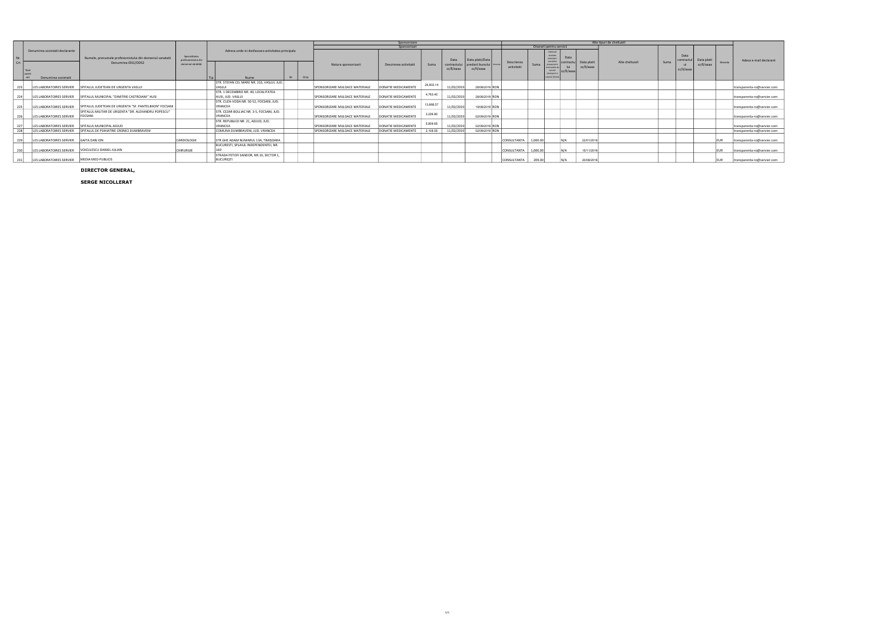| Nr. Crt | Denumirea societatii declarante | | Numele, prenumele profesionistului din domeniul sanatatii Denumirea IDSL/ODS2 | Specialitatea profesionistului din domeniul sănătății | Adresa unde isi desfasoara activitatea principala | | | | Sponsorizare | | | | | | Onorarii pentru servicii | | | | | Alte tipuri de cheltuieli | | | | | Adresa e-mail declarant |
|---|---|---|---|---|---|---|---|---|---|---|---|---|---|---|---|---|---|---|---|---|---|---|---|---|---|
| | Tipul societatii | Denumirea societatii | | | Tip | Nume | Nr | Oras | Natura sponsorizarii | Descrierea activitatii | Suma | Data contractului zz/ll/aaaa | Data platii/Data predarii bunului zz/ll/aaaa | Moneda | Descrierea activitatii | Suma | Cheltuieli asociate prestarii serviciilor prevazute in contractul de servicii (transport si cazare) (Suma) | Data contractului zz/ll/aaaa | Data platii zz/ll/aaaa | Alte cheltuieli | Suma | Data contractului zz/ll/aaaa | Data platii zz/ll/aaaa | Moneda | |
| 223 | | LES LABORATOIRES SERVIER | SPITALUL JUDETEAN DE URGENTA VASLUI | | | STR. STEFAN CEL MARE NR. 233, VASLUI, JUD. VASLUI | | | SPONSORIZARE MIJLOACE MATERIALE | DONATIE MEDICAMENTE | 24,802.14 | 11/02/2019 | 28/08/2019 | RON | | | | | | | | | | | transparenta-ro@servier.com |
| 224 | | LES LABORATOIRES SERVIER | SPITALUL MUNICIPAL "DIMITRIE CASTROIANI" HUSI | | | STR. 1 DECEMBRIE NR. 40, LOCALITATEA HUSI, JUD. VASLUI | | | SPONSORIZARE MIJLOACE MATERIALE | DONATIE MEDICAMENTE | 4,763.40 | 11/02/2019 | 28/08/2019 | RON | | | | | | | | | | | transparenta-ro@servier.com |
| 225 | | LES LABORATOIRES SERVIER | SPITALUL JUDETEAN DE URGENTA "SF. PANTELIMON" FOCSANI | | | STR. CUZA-VODA NR. 50-52, FOCSANI, JUD. VRANCEA | | | SPONSORIZARE MIJLOACE MATERIALE | DONATIE MEDICAMENTE | 13,668.57 | 11/02/2019 | 19/08/2019 | RON | | | | | | | | | | | transparenta-ro@servier.com |
| 226 | | LES LABORATOIRES SERVIER | SPITALUL MILITAR DE URGENTA "DR. ALEXANDRU POPESCU" FOCSANI | | | STR. CEZAR BOLLIAC NR. 3-5, FOCSANI, JUD. VRANCEA | | | SPONSORIZARE MIJLOACE MATERIALE | DONATIE MEDICAMENTE | 3,226.80 | 11/02/2019 | 02/09/2019 | RON | | | | | | | | | | | transparenta-ro@servier.com |
| 227 | | LES LABORATOIRES SERVIER | SPITALUL MUNICIPAL ADJUD | | | STR. REPUBLICII NR. 21, ADJUD, JUD. VRANCEA | | | SPONSORIZARE MIJLOACE MATERIALE | DONATIE MEDICAMENTE | 5,809.60 | 11/02/2019 | 02/09/2019 | RON | | | | | | | | | | | transparenta-ro@servier.com |
| 228 | | LES LABORATOIRES SERVIER | SPITALUL DE PSIHIATRIE CRONICI DUMBRAVENI | | | COMUNA DUMBRAVENI, JUD. VRANCEA | | | SPONSORIZARE MIJLOACE MATERIALE | DONATIE MEDICAMENTE | 2,108.55 | 11/02/2019 | 02/08/2019 | RON | | | | | | | | | | | transparenta-ro@servier.com |
| 229 | | LES LABORATOIRES SERVIER | GAITA DAN ION | CARDIOLOGIE | | STR GHE ADAM NUMARUL 13A, TIMISOARA | | | | | | | | | CONSULTANTA | 1,000.00 | | N/A | 22/01/2019 | | | | | EUR | transparenta-ro@servier.com |
| 230 | | LES LABORATOIRES SERVIER | VOICULESCU DANIEL-IULIAN | CHIRURGIE | | BUCURESTI, SPLAIUL INDEPENDENTEI, NR. 169 | | | | | | | | | CONSULTANTA | 1,000.00 | | N/A | 15/11/2019 | | | | | EUR | transparenta-ro@servier.com |
| 231 | | LES LABORATOIRES SERVIER | MEDIA MED PUBLICIS | | | STRADA PETOFI SANDOR, NR.10, SECTOR 1, BUCUREȘTI | | | | | | | | | CONSULTANTA | 209.00 | | N/A | 20/08/2019 | | | | | EUR | transparenta-ro@servier.com |

**DIRECTOR GENERAL,**

**SERGE NICOLLERAT**